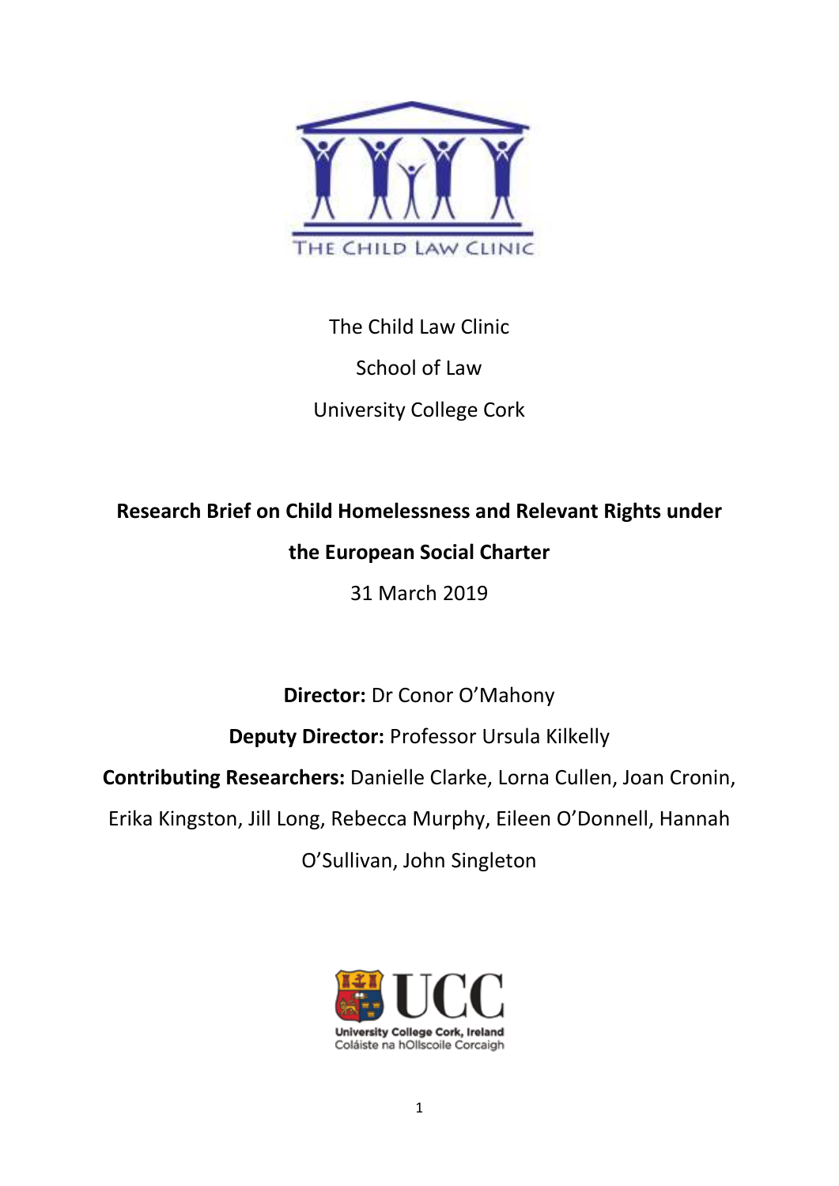The Child Law Clinic

School of Law

University College Cork

# Research Brief on Child Homelessness and Relevant Rights under the European Social Charter

31 March 2019

**Director:** Dr Conor O'Mahony

**Deputy Director:** Professor Ursula Kilkelly

**Contributing Researchers:** Danielle Clarke, Lorna Cullen, Joan Cronin, Erika Kingston, Jill Long, Rebecca Murphy, Eileen O'Donnell, Hannah O'Sullivan, John Singleton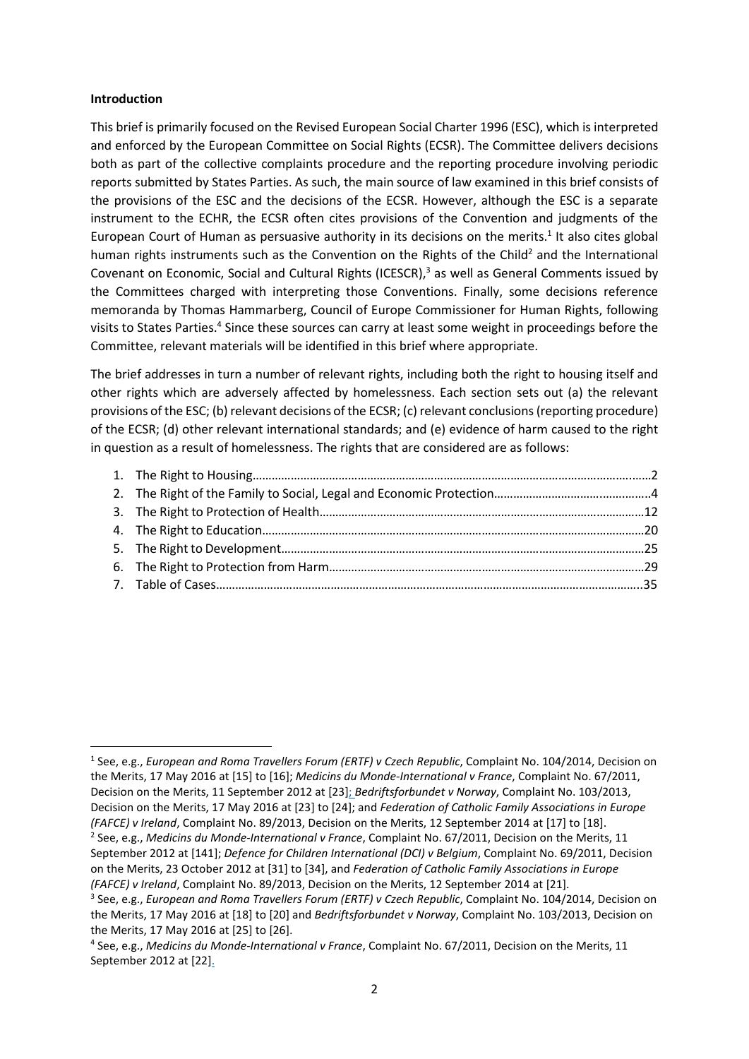**Introduction**

This brief is primarily focused on the Revised European Social Charter 1996 (ESC), which is interpreted and enforced by the European Committee on Social Rights (ECSR). The Committee delivers decisions both as part of the collective complaints procedure and the reporting procedure involving periodic reports submitted by States Parties. As such, the main source of law examined in this brief consists of the provisions of the ESC and the decisions of the ECSR. However, although the ESC is a separate instrument to the ECHR, the ECSR often cites provisions of the Convention and judgments of the European Court of Human as persuasive authority in its decisions on the merits.[1] It also cites global human rights instruments such as the Convention on the Rights of the Child[2] and the International Covenant on Economic, Social and Cultural Rights (ICESCR),[3] as well as General Comments issued by the Committees charged with interpreting those Conventions. Finally, some decisions reference memoranda by Thomas Hammarberg, Council of Europe Commissioner for Human Rights, following visits to States Parties.[4] Since these sources can carry at least some weight in proceedings before the Committee, relevant materials will be identified in this brief where appropriate.

The brief addresses in turn a number of relevant rights, including both the right to housing itself and other rights which are adversely affected by homelessness. Each section sets out (a) the relevant provisions of the ESC; (b) relevant decisions of the ECSR; (c) relevant conclusions (reporting procedure) of the ECSR; (d) other relevant international standards; and (e) evidence of harm caused to the right in question as a result of homelessness. The rights that are considered are as follows:

1. The Right to Housing……………………………………………………………………………………………………………2
2. The Right of the Family to Social, Legal and Economic Protection……………………………………………4
3. The Right to Protection of Health…………………………………………………………………………………………12
4. The Right to Education………………………………………………………………………………………………………20
5. The Right to Development…………………………………………………………………………………………………25
6. The Right to Protection from Harm………………………………………………………………………………………29
7. Table of Cases………………………………………………………………………………………………………………….35

---

[1] See, e.g., *European and Roma Travellers Forum (ERTF) v Czech Republic*, Complaint No. 104/2014, Decision on the Merits, 17 May 2016 at [15] to [16]; *Medicins du Monde-International v France*, Complaint No. 67/2011, Decision on the Merits, 11 September 2012 at [23]; *Bedriftsforbundet v Norway*, Complaint No. 103/2013, Decision on the Merits, 17 May 2016 at [23] to [24]; and *Federation of Catholic Family Associations in Europe (FAFCE) v Ireland*, Complaint No. 89/2013, Decision on the Merits, 12 September 2014 at [17] to [18].

[2] See, e.g., *Medicins du Monde-International v France*, Complaint No. 67/2011, Decision on the Merits, 11 September 2012 at [141]; *Defence for Children International (DCI) v Belgium*, Complaint No. 69/2011, Decision on the Merits, 23 October 2012 at [31] to [34], and *Federation of Catholic Family Associations in Europe (FAFCE) v Ireland*, Complaint No. 89/2013, Decision on the Merits, 12 September 2014 at [21].

[3] See, e.g., *European and Roma Travellers Forum (ERTF) v Czech Republic*, Complaint No. 104/2014, Decision on the Merits, 17 May 2016 at [18] to [20] and *Bedriftsforbundet v Norway*, Complaint No. 103/2013, Decision on the Merits, 17 May 2016 at [25] to [26].

[4] See, e.g., *Medicins du Monde-International v France*, Complaint No. 67/2011, Decision on the Merits, 11 September 2012 at [22].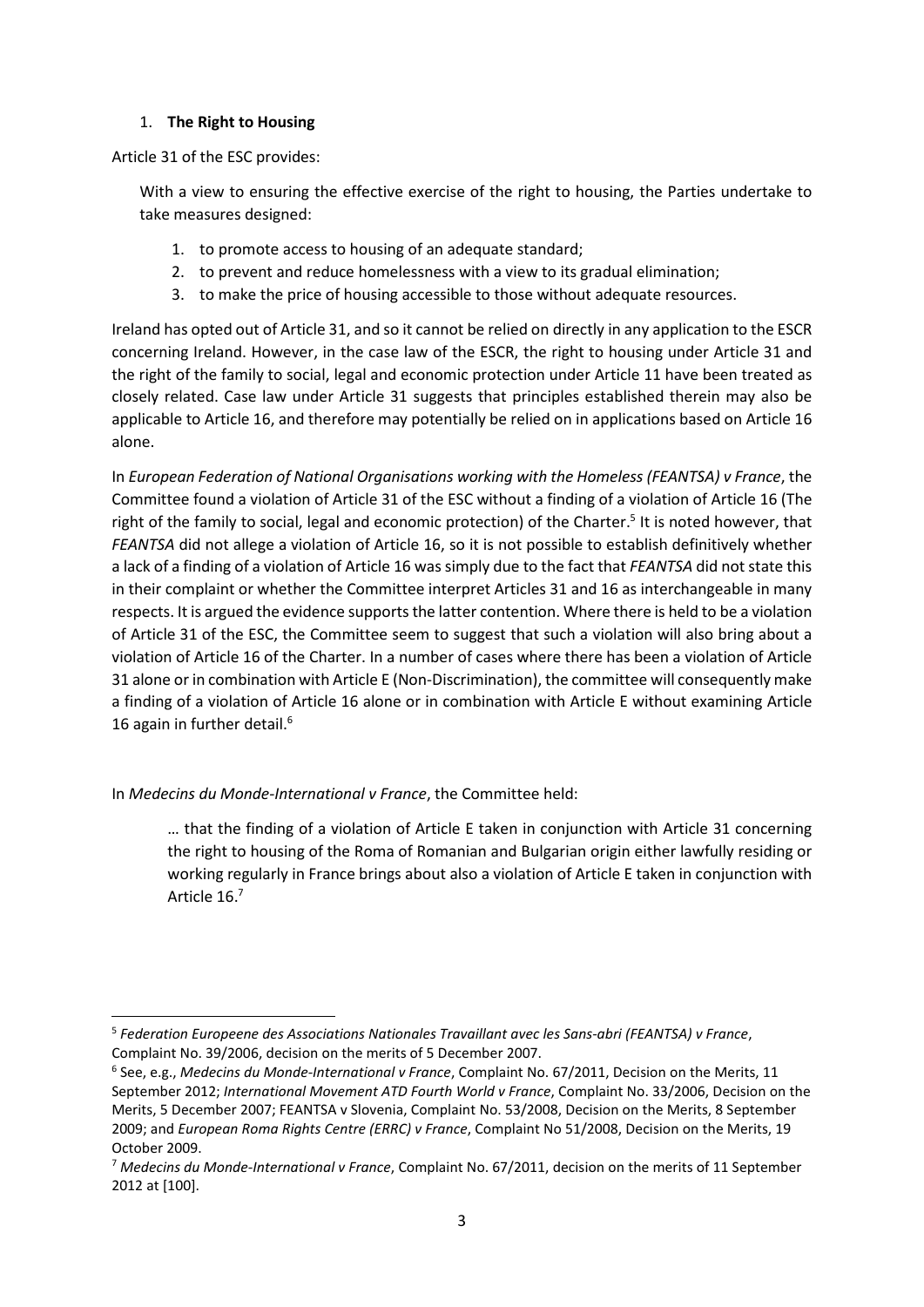1. **The Right to Housing**

Article 31 of the ESC provides:

> With a view to ensuring the effective exercise of the right to housing, the Parties undertake to take measures designed:
>
> 1. to promote access to housing of an adequate standard;
> 2. to prevent and reduce homelessness with a view to its gradual elimination;
> 3. to make the price of housing accessible to those without adequate resources.

Ireland has opted out of Article 31, and so it cannot be relied on directly in any application to the ESCR concerning Ireland. However, in the case law of the ESCR, the right to housing under Article 31 and the right of the family to social, legal and economic protection under Article 11 have been treated as closely related. Case law under Article 31 suggests that principles established therein may also be applicable to Article 16, and therefore may potentially be relied on in applications based on Article 16 alone.

In *European Federation of National Organisations working with the Homeless (FEANTSA) v France*, the Committee found a violation of Article 31 of the ESC without a finding of a violation of Article 16 (The right of the family to social, legal and economic protection) of the Charter.[5] It is noted however, that *FEANTSA* did not allege a violation of Article 16, so it is not possible to establish definitively whether a lack of a finding of a violation of Article 16 was simply due to the fact that *FEANTSA* did not state this in their complaint or whether the Committee interpret Articles 31 and 16 as interchangeable in many respects. It is argued the evidence supports the latter contention. Where there is held to be a violation of Article 31 of the ESC, the Committee seem to suggest that such a violation will also bring about a violation of Article 16 of the Charter. In a number of cases where there has been a violation of Article 31 alone or in combination with Article E (Non-Discrimination), the committee will consequently make a finding of a violation of Article 16 alone or in combination with Article E without examining Article 16 again in further detail.[6]

In *Medecins du Monde-International v France*, the Committee held:

> … that the finding of a violation of Article E taken in conjunction with Article 31 concerning the right to housing of the Roma of Romanian and Bulgarian origin either lawfully residing or working regularly in France brings about also a violation of Article E taken in conjunction with Article 16.[7]

---

[5] *Federation Europeene des Associations Nationales Travaillant avec les Sans-abri (FEANTSA) v France*, Complaint No. 39/2006, decision on the merits of 5 December 2007.

[6] See, e.g., *Medecins du Monde-International v France*, Complaint No. 67/2011, Decision on the Merits, 11 September 2012; *International Movement ATD Fourth World v France*, Complaint No. 33/2006, Decision on the Merits, 5 December 2007; FEANTSA v Slovenia, Complaint No. 53/2008, Decision on the Merits, 8 September 2009; and *European Roma Rights Centre (ERRC) v France*, Complaint No 51/2008, Decision on the Merits, 19 October 2009.

[7] *Medecins du Monde-International v France*, Complaint No. 67/2011, decision on the merits of 11 September 2012 at [100].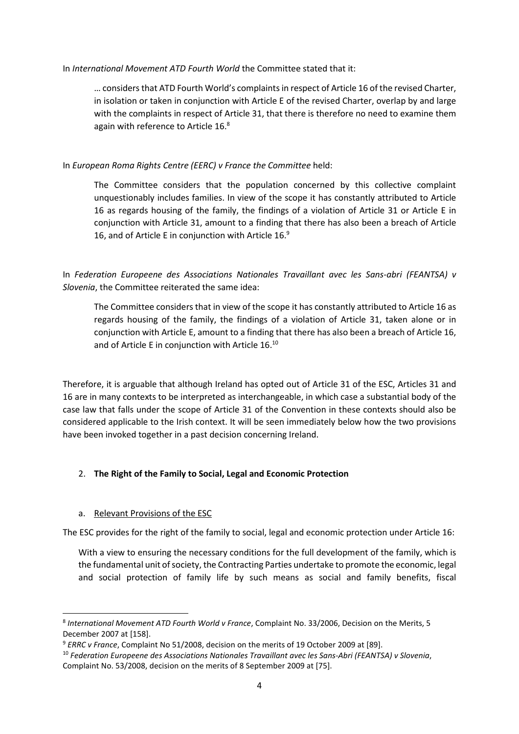In *International Movement ATD Fourth World* the Committee stated that it:

> … considers that ATD Fourth World's complaints in respect of Article 16 of the revised Charter, in isolation or taken in conjunction with Article E of the revised Charter, overlap by and large with the complaints in respect of Article 31, that there is therefore no need to examine them again with reference to Article 16.[8]

In *European Roma Rights Centre (EERC) v France the Committee* held:

> The Committee considers that the population concerned by this collective complaint unquestionably includes families. In view of the scope it has constantly attributed to Article 16 as regards housing of the family, the findings of a violation of Article 31 or Article E in conjunction with Article 31, amount to a finding that there has also been a breach of Article 16, and of Article E in conjunction with Article 16.[9]

In *Federation Europeene des Associations Nationales Travaillant avec les Sans-abri (FEANTSA) v Slovenia*, the Committee reiterated the same idea:

> The Committee considers that in view of the scope it has constantly attributed to Article 16 as regards housing of the family, the findings of a violation of Article 31, taken alone or in conjunction with Article E, amount to a finding that there has also been a breach of Article 16, and of Article E in conjunction with Article 16.[10]

Therefore, it is arguable that although Ireland has opted out of Article 31 of the ESC, Articles 31 and 16 are in many contexts to be interpreted as interchangeable, in which case a substantial body of the case law that falls under the scope of Article 31 of the Convention in these contexts should also be considered applicable to the Irish context. It will be seen immediately below how the two provisions have been invoked together in a past decision concerning Ireland.

## 2. **The Right of the Family to Social, Legal and Economic Protection**

### a. Relevant Provisions of the ESC

The ESC provides for the right of the family to social, legal and economic protection under Article 16:

> With a view to ensuring the necessary conditions for the full development of the family, which is the fundamental unit of society, the Contracting Parties undertake to promote the economic, legal and social protection of family life by such means as social and family benefits, fiscal

---

[8] *International Movement ATD Fourth World v France*, Complaint No. 33/2006, Decision on the Merits, 5 December 2007 at [158].

[9] *ERRC v France*, Complaint No 51/2008, decision on the merits of 19 October 2009 at [89].

[10] *Federation Europeene des Associations Nationales Travaillant avec les Sans-Abri (FEANTSA) v Slovenia*, Complaint No. 53/2008, decision on the merits of 8 September 2009 at [75].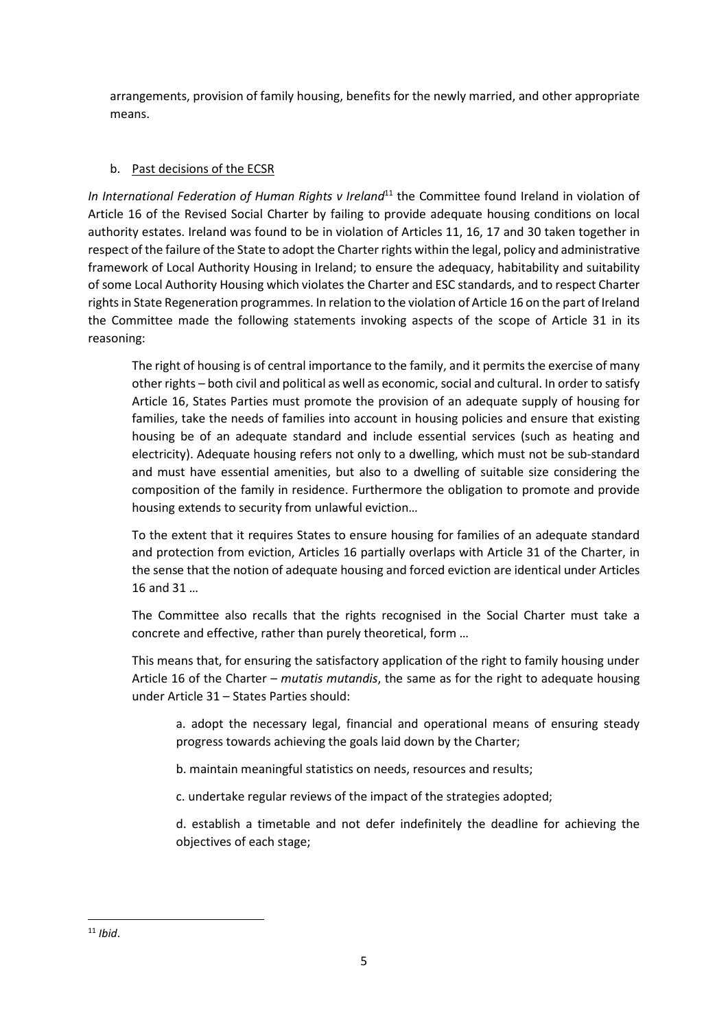arrangements, provision of family housing, benefits for the newly married, and other appropriate means.

b. Past decisions of the ECSR

*In International Federation of Human Rights v Ireland*[11] the Committee found Ireland in violation of Article 16 of the Revised Social Charter by failing to provide adequate housing conditions on local authority estates. Ireland was found to be in violation of Articles 11, 16, 17 and 30 taken together in respect of the failure of the State to adopt the Charter rights within the legal, policy and administrative framework of Local Authority Housing in Ireland; to ensure the adequacy, habitability and suitability of some Local Authority Housing which violates the Charter and ESC standards, and to respect Charter rights in State Regeneration programmes. In relation to the violation of Article 16 on the part of Ireland the Committee made the following statements invoking aspects of the scope of Article 31 in its reasoning:

> The right of housing is of central importance to the family, and it permits the exercise of many other rights – both civil and political as well as economic, social and cultural. In order to satisfy Article 16, States Parties must promote the provision of an adequate supply of housing for families, take the needs of families into account in housing policies and ensure that existing housing be of an adequate standard and include essential services (such as heating and electricity). Adequate housing refers not only to a dwelling, which must not be sub-standard and must have essential amenities, but also to a dwelling of suitable size considering the composition of the family in residence. Furthermore the obligation to promote and provide housing extends to security from unlawful eviction…
>
> To the extent that it requires States to ensure housing for families of an adequate standard and protection from eviction, Articles 16 partially overlaps with Article 31 of the Charter, in the sense that the notion of adequate housing and forced eviction are identical under Articles 16 and 31 …
>
> The Committee also recalls that the rights recognised in the Social Charter must take a concrete and effective, rather than purely theoretical, form …
>
> This means that, for ensuring the satisfactory application of the right to family housing under Article 16 of the Charter – *mutatis mutandis*, the same as for the right to adequate housing under Article 31 – States Parties should:
>
> > a. adopt the necessary legal, financial and operational means of ensuring steady progress towards achieving the goals laid down by the Charter;
> >
> > b. maintain meaningful statistics on needs, resources and results;
> >
> > c. undertake regular reviews of the impact of the strategies adopted;
> >
> > d. establish a timetable and not defer indefinitely the deadline for achieving the objectives of each stage;

[11] *Ibid*.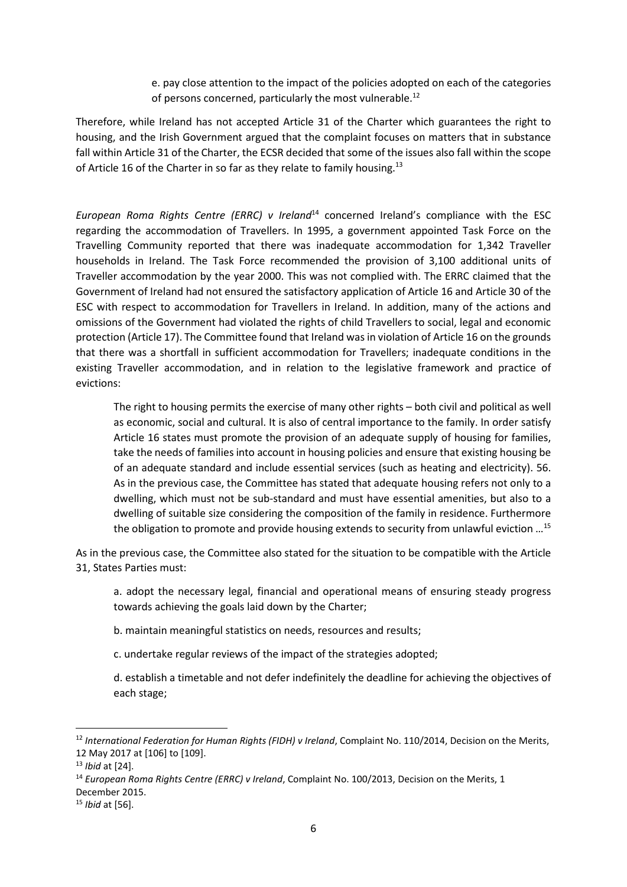e. pay close attention to the impact of the policies adopted on each of the categories of persons concerned, particularly the most vulnerable.[12]

Therefore, while Ireland has not accepted Article 31 of the Charter which guarantees the right to housing, and the Irish Government argued that the complaint focuses on matters that in substance fall within Article 31 of the Charter, the ECSR decided that some of the issues also fall within the scope of Article 16 of the Charter in so far as they relate to family housing.[13]

*European Roma Rights Centre (ERRC) v Ireland*[14] concerned Ireland's compliance with the ESC regarding the accommodation of Travellers. In 1995, a government appointed Task Force on the Travelling Community reported that there was inadequate accommodation for 1,342 Traveller households in Ireland. The Task Force recommended the provision of 3,100 additional units of Traveller accommodation by the year 2000. This was not complied with. The ERRC claimed that the Government of Ireland had not ensured the satisfactory application of Article 16 and Article 30 of the ESC with respect to accommodation for Travellers in Ireland. In addition, many of the actions and omissions of the Government had violated the rights of child Travellers to social, legal and economic protection (Article 17). The Committee found that Ireland was in violation of Article 16 on the grounds that there was a shortfall in sufficient accommodation for Travellers; inadequate conditions in the existing Traveller accommodation, and in relation to the legislative framework and practice of evictions:

> The right to housing permits the exercise of many other rights – both civil and political as well as economic, social and cultural. It is also of central importance to the family. In order satisfy Article 16 states must promote the provision of an adequate supply of housing for families, take the needs of families into account in housing policies and ensure that existing housing be of an adequate standard and include essential services (such as heating and electricity). 56. As in the previous case, the Committee has stated that adequate housing refers not only to a dwelling, which must not be sub-standard and must have essential amenities, but also to a dwelling of suitable size considering the composition of the family in residence. Furthermore the obligation to promote and provide housing extends to security from unlawful eviction …[15]

As in the previous case, the Committee also stated for the situation to be compatible with the Article 31, States Parties must:

> a. adopt the necessary legal, financial and operational means of ensuring steady progress towards achieving the goals laid down by the Charter;
>
> b. maintain meaningful statistics on needs, resources and results;
>
> c. undertake regular reviews of the impact of the strategies adopted;
>
> d. establish a timetable and not defer indefinitely the deadline for achieving the objectives of each stage;

---

[12] *International Federation for Human Rights (FIDH) v Ireland*, Complaint No. 110/2014, Decision on the Merits, 12 May 2017 at [106] to [109].

[13] *Ibid* at [24].

[14] *European Roma Rights Centre (ERRC) v Ireland*, Complaint No. 100/2013, Decision on the Merits, 1 December 2015.

[15] *Ibid* at [56].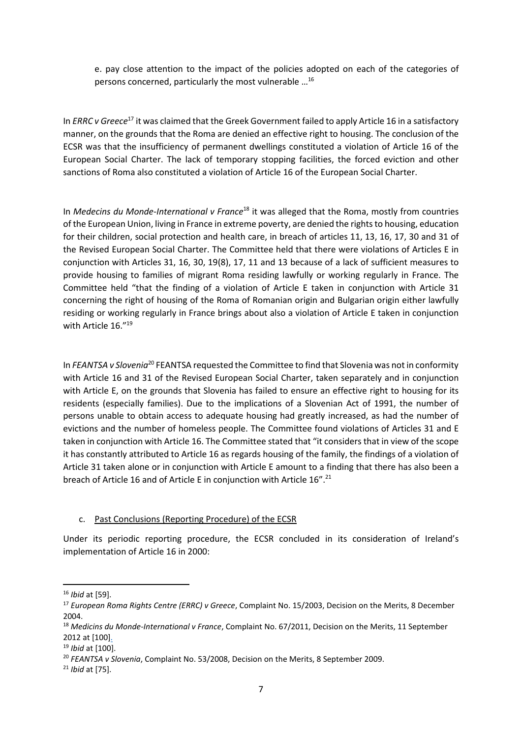e. pay close attention to the impact of the policies adopted on each of the categories of persons concerned, particularly the most vulnerable …[16]

In *ERRC v Greece*[17] it was claimed that the Greek Government failed to apply Article 16 in a satisfactory manner, on the grounds that the Roma are denied an effective right to housing. The conclusion of the ECSR was that the insufficiency of permanent dwellings constituted a violation of Article 16 of the European Social Charter. The lack of temporary stopping facilities, the forced eviction and other sanctions of Roma also constituted a violation of Article 16 of the European Social Charter.

In *Medecins du Monde-International v France*[18] it was alleged that the Roma, mostly from countries of the European Union, living in France in extreme poverty, are denied the rights to housing, education for their children, social protection and health care, in breach of articles 11, 13, 16, 17, 30 and 31 of the Revised European Social Charter. The Committee held that there were violations of Articles E in conjunction with Articles 31, 16, 30, 19(8), 17, 11 and 13 because of a lack of sufficient measures to provide housing to families of migrant Roma residing lawfully or working regularly in France. The Committee held "that the finding of a violation of Article E taken in conjunction with Article 31 concerning the right of housing of the Roma of Romanian origin and Bulgarian origin either lawfully residing or working regularly in France brings about also a violation of Article E taken in conjunction with Article 16."[19]

In *FEANTSA v Slovenia*[20] FEANTSA requested the Committee to find that Slovenia was not in conformity with Article 16 and 31 of the Revised European Social Charter, taken separately and in conjunction with Article E, on the grounds that Slovenia has failed to ensure an effective right to housing for its residents (especially families). Due to the implications of a Slovenian Act of 1991, the number of persons unable to obtain access to adequate housing had greatly increased, as had the number of evictions and the number of homeless people. The Committee found violations of Articles 31 and E taken in conjunction with Article 16. The Committee stated that "it considers that in view of the scope it has constantly attributed to Article 16 as regards housing of the family, the findings of a violation of Article 31 taken alone or in conjunction with Article E amount to a finding that there has also been a breach of Article 16 and of Article E in conjunction with Article 16".[21]

c. Past Conclusions (Reporting Procedure) of the ECSR

Under its periodic reporting procedure, the ECSR concluded in its consideration of Ireland's implementation of Article 16 in 2000:

---

[16] *Ibid* at [59].

[17] *European Roma Rights Centre (ERRC) v Greece*, Complaint No. 15/2003, Decision on the Merits, 8 December 2004.

[18] *Medicins du Monde-International v France*, Complaint No. 67/2011, Decision on the Merits, 11 September 2012 at [100].

[19] *Ibid* at [100].

[20] *FEANTSA v Slovenia*, Complaint No. 53/2008, Decision on the Merits, 8 September 2009.

[21] *Ibid* at [75].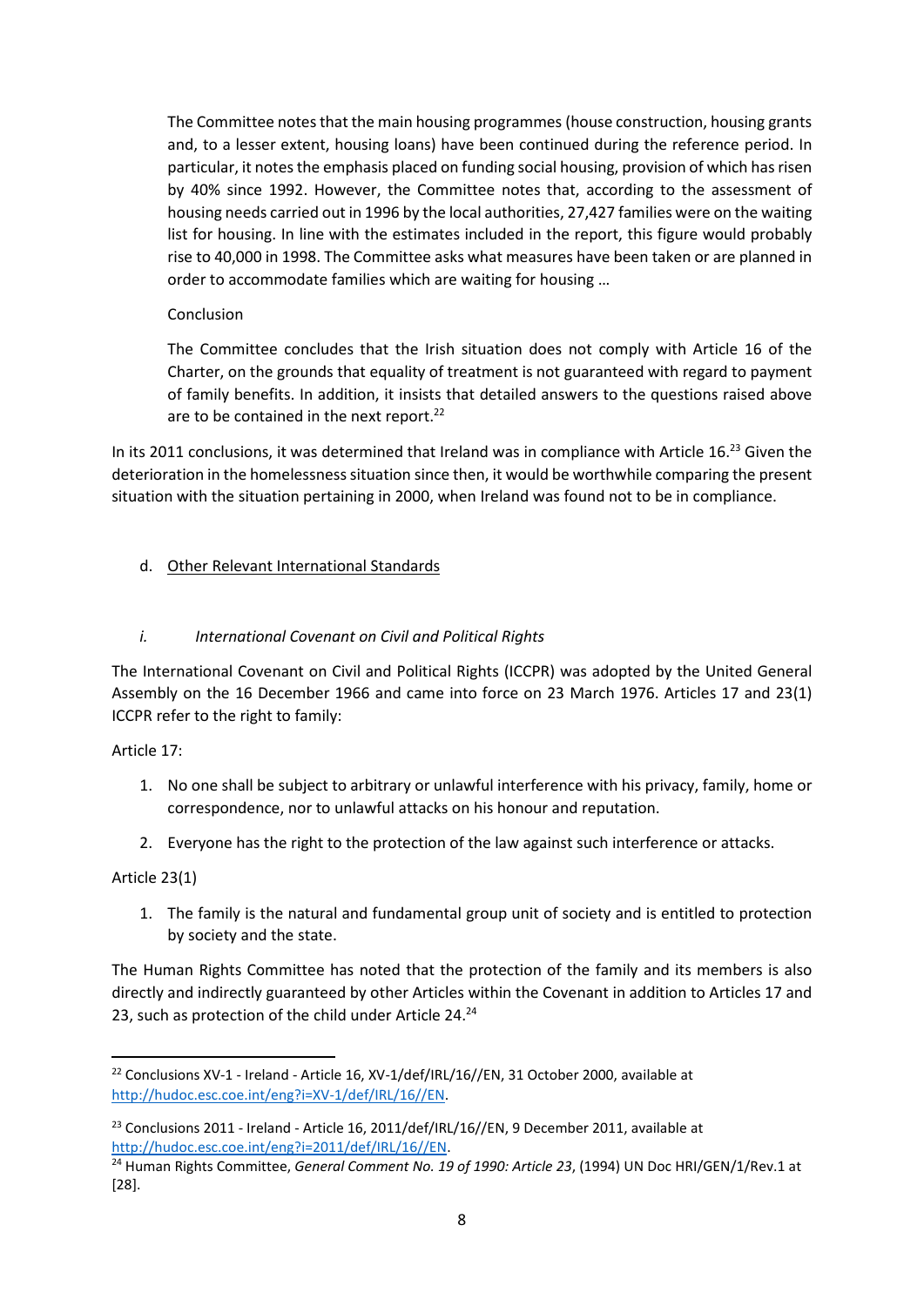> The Committee notes that the main housing programmes (house construction, housing grants and, to a lesser extent, housing loans) have been continued during the reference period. In particular, it notes the emphasis placed on funding social housing, provision of which has risen by 40% since 1992. However, the Committee notes that, according to the assessment of housing needs carried out in 1996 by the local authorities, 27,427 families were on the waiting list for housing. In line with the estimates included in the report, this figure would probably rise to 40,000 in 1998. The Committee asks what measures have been taken or are planned in order to accommodate families which are waiting for housing …
>
> Conclusion
>
> The Committee concludes that the Irish situation does not comply with Article 16 of the Charter, on the grounds that equality of treatment is not guaranteed with regard to payment of family benefits. In addition, it insists that detailed answers to the questions raised above are to be contained in the next report.[22]

In its 2011 conclusions, it was determined that Ireland was in compliance with Article 16.[23] Given the deterioration in the homelessness situation since then, it would be worthwhile comparing the present situation with the situation pertaining in 2000, when Ireland was found not to be in compliance.

d. Other Relevant International Standards

*i. International Covenant on Civil and Political Rights*

The International Covenant on Civil and Political Rights (ICCPR) was adopted by the United General Assembly on the 16 December 1966 and came into force on 23 March 1976. Articles 17 and 23(1) ICCPR refer to the right to family:

Article 17:

1. No one shall be subject to arbitrary or unlawful interference with his privacy, family, home or correspondence, nor to unlawful attacks on his honour and reputation.
2. Everyone has the right to the protection of the law against such interference or attacks.

Article 23(1)

1. The family is the natural and fundamental group unit of society and is entitled to protection by society and the state.

The Human Rights Committee has noted that the protection of the family and its members is also directly and indirectly guaranteed by other Articles within the Covenant in addition to Articles 17 and 23, such as protection of the child under Article 24.[24]

---

[22] Conclusions XV-1 - Ireland - Article 16, XV-1/def/IRL/16//EN, 31 October 2000, available at http://hudoc.esc.coe.int/eng?i=XV-1/def/IRL/16//EN.

[23] Conclusions 2011 - Ireland - Article 16, 2011/def/IRL/16//EN, 9 December 2011, available at http://hudoc.esc.coe.int/eng?i=2011/def/IRL/16//EN.

[24] Human Rights Committee, *General Comment No. 19 of 1990: Article 23*, (1994) UN Doc HRI/GEN/1/Rev.1 at [28].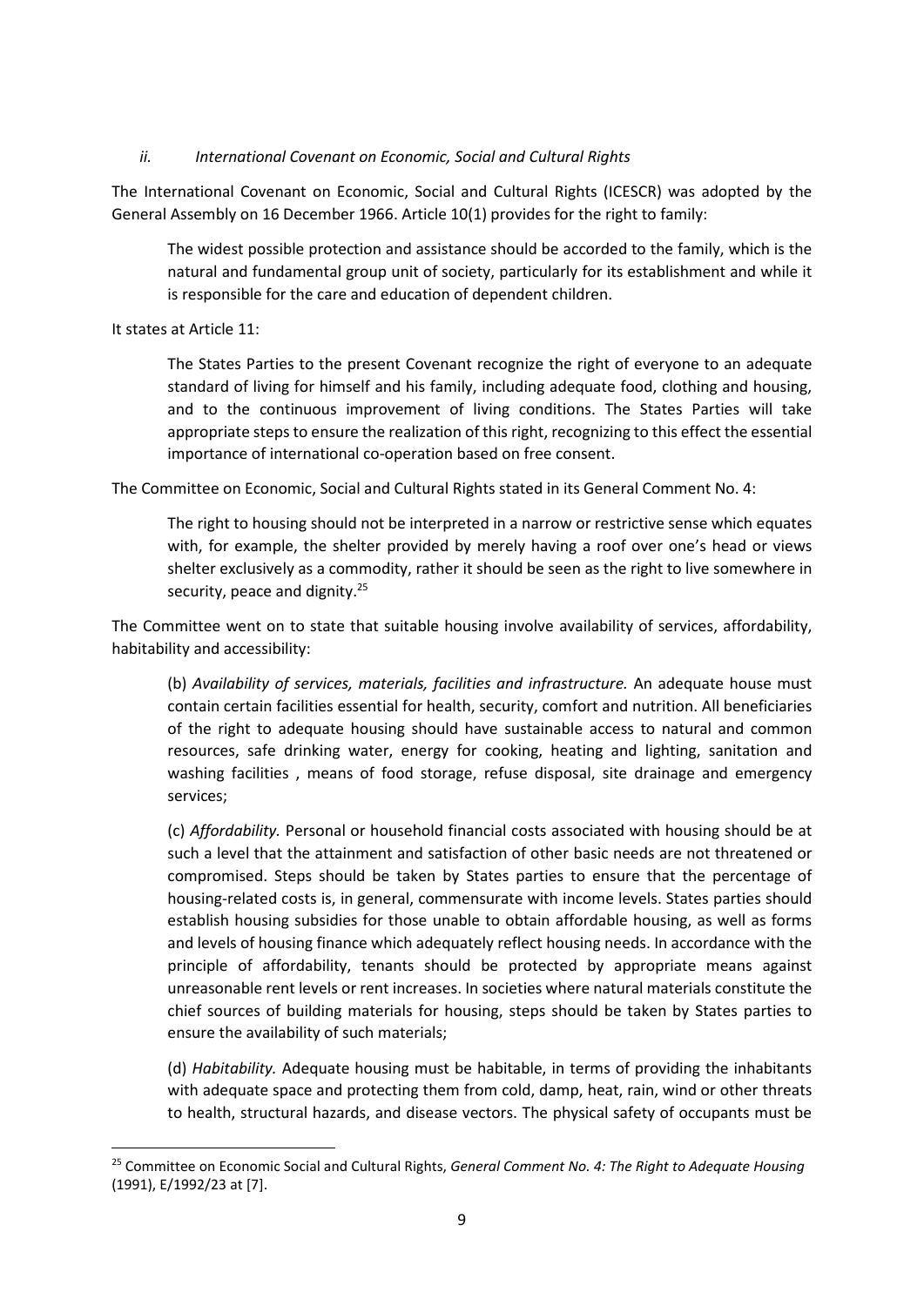### *ii. International Covenant on Economic, Social and Cultural Rights*

The International Covenant on Economic, Social and Cultural Rights (ICESCR) was adopted by the General Assembly on 16 December 1966. Article 10(1) provides for the right to family:

> The widest possible protection and assistance should be accorded to the family, which is the natural and fundamental group unit of society, particularly for its establishment and while it is responsible for the care and education of dependent children.

It states at Article 11:

> The States Parties to the present Covenant recognize the right of everyone to an adequate standard of living for himself and his family, including adequate food, clothing and housing, and to the continuous improvement of living conditions. The States Parties will take appropriate steps to ensure the realization of this right, recognizing to this effect the essential importance of international co-operation based on free consent.

The Committee on Economic, Social and Cultural Rights stated in its General Comment No. 4:

> The right to housing should not be interpreted in a narrow or restrictive sense which equates with, for example, the shelter provided by merely having a roof over one's head or views shelter exclusively as a commodity, rather it should be seen as the right to live somewhere in security, peace and dignity.[25]

The Committee went on to state that suitable housing involve availability of services, affordability, habitability and accessibility:

> (b) *Availability of services, materials, facilities and infrastructure.* An adequate house must contain certain facilities essential for health, security, comfort and nutrition. All beneficiaries of the right to adequate housing should have sustainable access to natural and common resources, safe drinking water, energy for cooking, heating and lighting, sanitation and washing facilities , means of food storage, refuse disposal, site drainage and emergency services;
>
> (c) *Affordability.* Personal or household financial costs associated with housing should be at such a level that the attainment and satisfaction of other basic needs are not threatened or compromised. Steps should be taken by States parties to ensure that the percentage of housing-related costs is, in general, commensurate with income levels. States parties should establish housing subsidies for those unable to obtain affordable housing, as well as forms and levels of housing finance which adequately reflect housing needs. In accordance with the principle of affordability, tenants should be protected by appropriate means against unreasonable rent levels or rent increases. In societies where natural materials constitute the chief sources of building materials for housing, steps should be taken by States parties to ensure the availability of such materials;
>
> (d) *Habitability.* Adequate housing must be habitable, in terms of providing the inhabitants with adequate space and protecting them from cold, damp, heat, rain, wind or other threats to health, structural hazards, and disease vectors. The physical safety of occupants must be

---

[25] Committee on Economic Social and Cultural Rights, *General Comment No. 4: The Right to Adequate Housing* (1991), E/1992/23 at [7].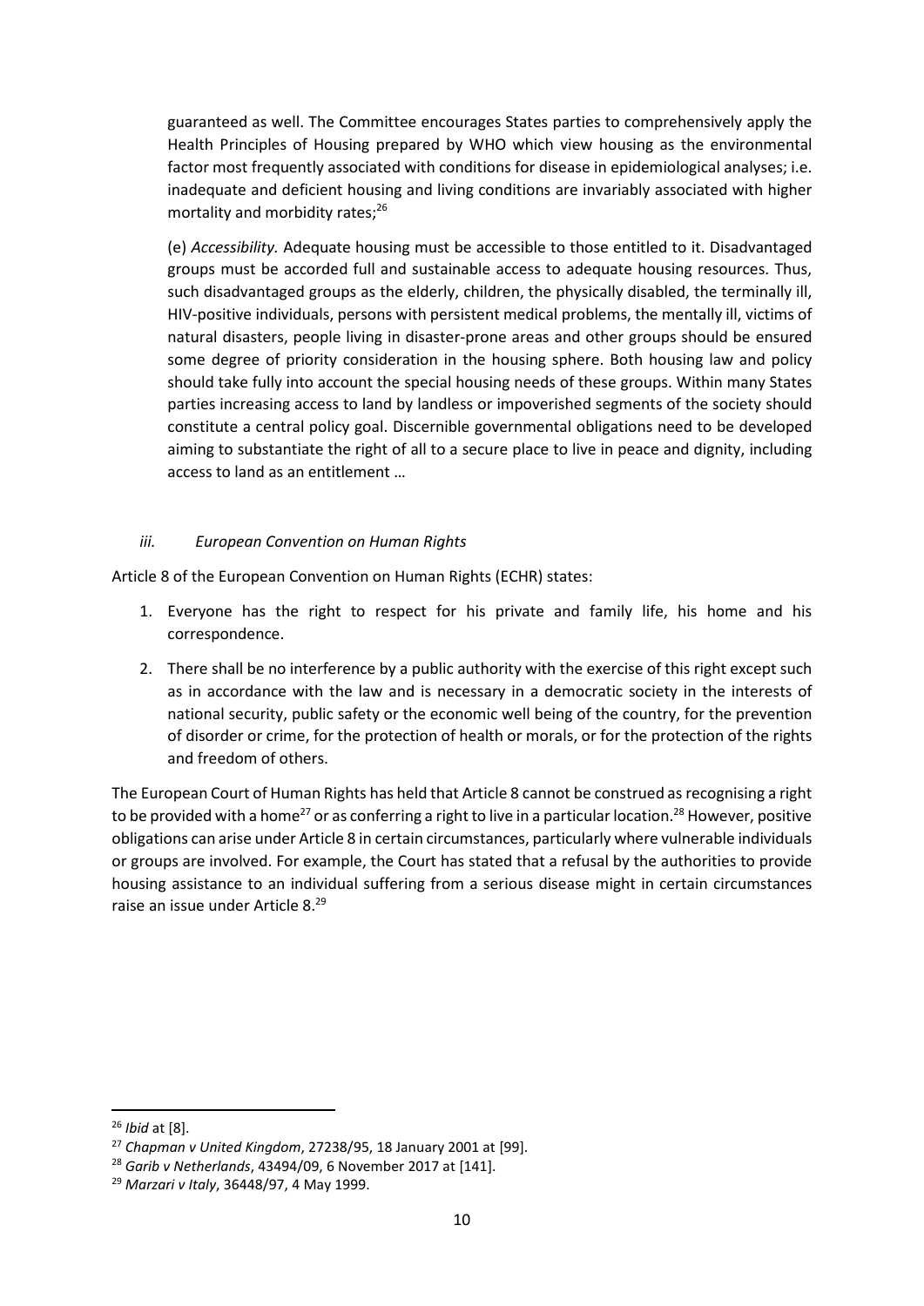guaranteed as well. The Committee encourages States parties to comprehensively apply the Health Principles of Housing prepared by WHO which view housing as the environmental factor most frequently associated with conditions for disease in epidemiological analyses; i.e. inadequate and deficient housing and living conditions are invariably associated with higher mortality and morbidity rates;[26]

(e) *Accessibility*. Adequate housing must be accessible to those entitled to it. Disadvantaged groups must be accorded full and sustainable access to adequate housing resources. Thus, such disadvantaged groups as the elderly, children, the physically disabled, the terminally ill, HIV-positive individuals, persons with persistent medical problems, the mentally ill, victims of natural disasters, people living in disaster-prone areas and other groups should be ensured some degree of priority consideration in the housing sphere. Both housing law and policy should take fully into account the special housing needs of these groups. Within many States parties increasing access to land by landless or impoverished segments of the society should constitute a central policy goal. Discernible governmental obligations need to be developed aiming to substantiate the right of all to a secure place to live in peace and dignity, including access to land as an entitlement …

### *iii. European Convention on Human Rights*

Article 8 of the European Convention on Human Rights (ECHR) states:

1. Everyone has the right to respect for his private and family life, his home and his correspondence.
2. There shall be no interference by a public authority with the exercise of this right except such as in accordance with the law and is necessary in a democratic society in the interests of national security, public safety or the economic well being of the country, for the prevention of disorder or crime, for the protection of health or morals, or for the protection of the rights and freedom of others.

The European Court of Human Rights has held that Article 8 cannot be construed as recognising a right to be provided with a home[27] or as conferring a right to live in a particular location.[28] However, positive obligations can arise under Article 8 in certain circumstances, particularly where vulnerable individuals or groups are involved. For example, the Court has stated that a refusal by the authorities to provide housing assistance to an individual suffering from a serious disease might in certain circumstances raise an issue under Article 8.[29]

---

[26] *Ibid* at [8].

[27] *Chapman v United Kingdom*, 27238/95, 18 January 2001 at [99].

[28] *Garib v Netherlands*, 43494/09, 6 November 2017 at [141].

[29] *Marzari v Italy*, 36448/97, 4 May 1999.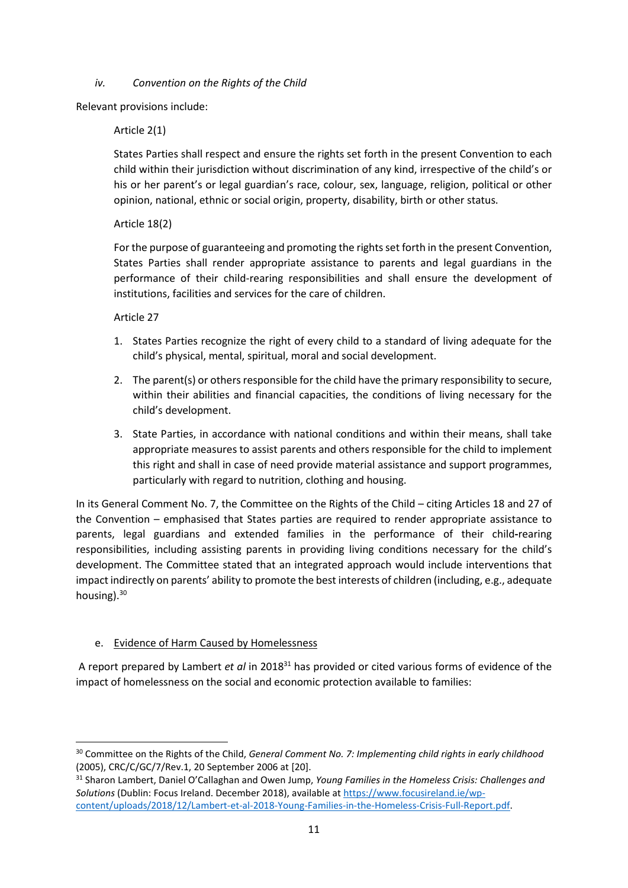*iv. Convention on the Rights of the Child*

Relevant provisions include:

> Article 2(1)
>
> States Parties shall respect and ensure the rights set forth in the present Convention to each child within their jurisdiction without discrimination of any kind, irrespective of the child's or his or her parent's or legal guardian's race, colour, sex, language, religion, political or other opinion, national, ethnic or social origin, property, disability, birth or other status.
>
> Article 18(2)
>
> For the purpose of guaranteeing and promoting the rights set forth in the present Convention, States Parties shall render appropriate assistance to parents and legal guardians in the performance of their child-rearing responsibilities and shall ensure the development of institutions, facilities and services for the care of children.
>
> Article 27
>
> 1. States Parties recognize the right of every child to a standard of living adequate for the child's physical, mental, spiritual, moral and social development.
> 2. The parent(s) or others responsible for the child have the primary responsibility to secure, within their abilities and financial capacities, the conditions of living necessary for the child's development.
> 3. State Parties, in accordance with national conditions and within their means, shall take appropriate measures to assist parents and others responsible for the child to implement this right and shall in case of need provide material assistance and support programmes, particularly with regard to nutrition, clothing and housing.

In its General Comment No. 7, the Committee on the Rights of the Child – citing Articles 18 and 27 of the Convention – emphasised that States parties are required to render appropriate assistance to parents, legal guardians and extended families in the performance of their child-rearing responsibilities, including assisting parents in providing living conditions necessary for the child's development. The Committee stated that an integrated approach would include interventions that impact indirectly on parents' ability to promote the best interests of children (including, e.g., adequate housing).[30]

e. <u>Evidence of Harm Caused by Homelessness</u>

A report prepared by Lambert *et al* in 2018[31] has provided or cited various forms of evidence of the impact of homelessness on the social and economic protection available to families:

---

[30] Committee on the Rights of the Child, *General Comment No. 7: Implementing child rights in early childhood* (2005), CRC/C/GC/7/Rev.1, 20 September 2006 at [20].

[31] Sharon Lambert, Daniel O'Callaghan and Owen Jump, *Young Families in the Homeless Crisis: Challenges and Solutions* (Dublin: Focus Ireland. December 2018), available at https://www.focusireland.ie/wp-content/uploads/2018/12/Lambert-et-al-2018-Young-Families-in-the-Homeless-Crisis-Full-Report.pdf.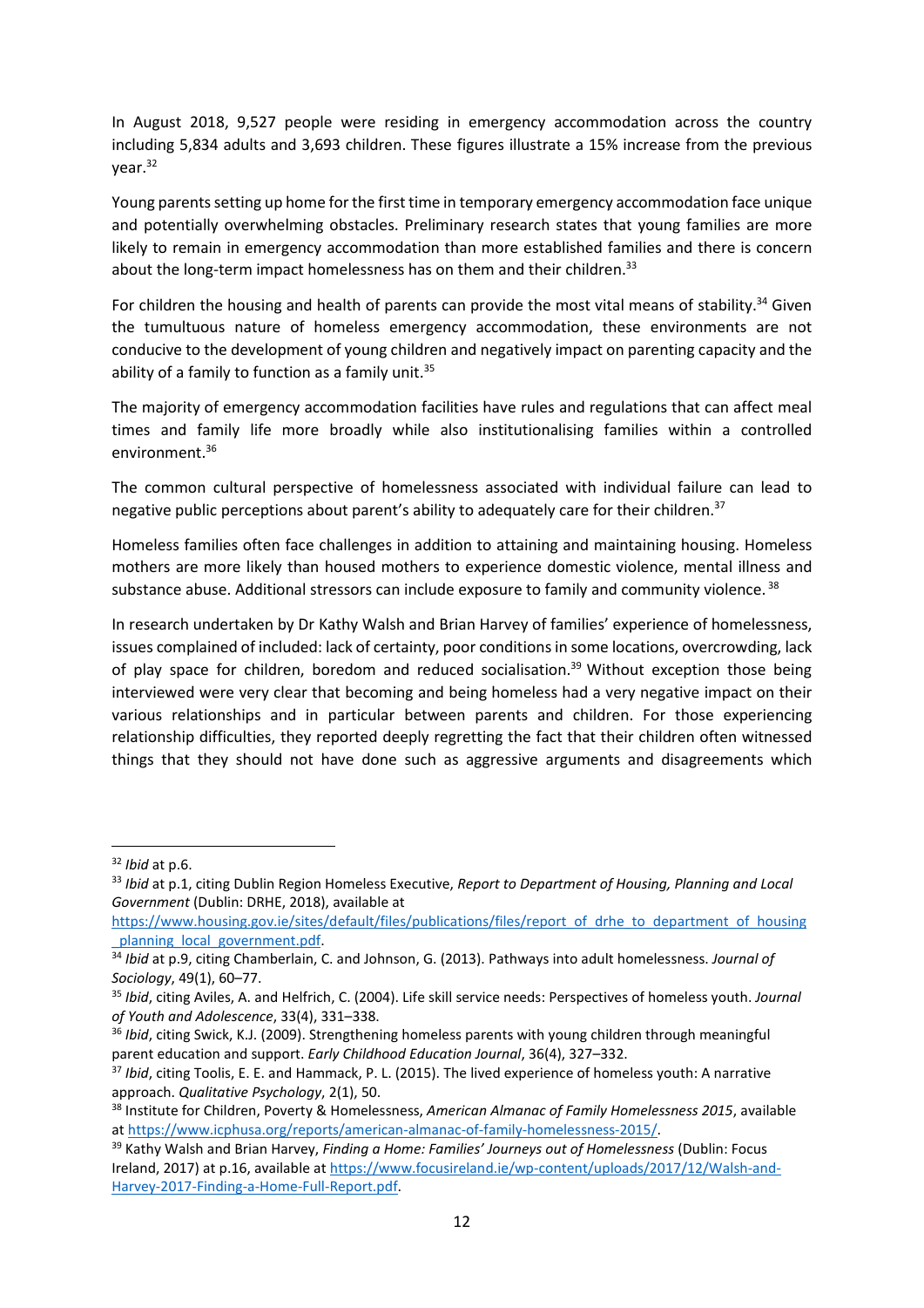In August 2018, 9,527 people were residing in emergency accommodation across the country including 5,834 adults and 3,693 children. These figures illustrate a 15% increase from the previous year.[32]

Young parents setting up home for the first time in temporary emergency accommodation face unique and potentially overwhelming obstacles. Preliminary research states that young families are more likely to remain in emergency accommodation than more established families and there is concern about the long-term impact homelessness has on them and their children.[33]

For children the housing and health of parents can provide the most vital means of stability.[34] Given the tumultuous nature of homeless emergency accommodation, these environments are not conducive to the development of young children and negatively impact on parenting capacity and the ability of a family to function as a family unit.[35]

The majority of emergency accommodation facilities have rules and regulations that can affect meal times and family life more broadly while also institutionalising families within a controlled environment.[36]

The common cultural perspective of homelessness associated with individual failure can lead to negative public perceptions about parent's ability to adequately care for their children.[37]

Homeless families often face challenges in addition to attaining and maintaining housing. Homeless mothers are more likely than housed mothers to experience domestic violence, mental illness and substance abuse. Additional stressors can include exposure to family and community violence.[38]

In research undertaken by Dr Kathy Walsh and Brian Harvey of families' experience of homelessness, issues complained of included: lack of certainty, poor conditions in some locations, overcrowding, lack of play space for children, boredom and reduced socialisation.[39] Without exception those being interviewed were very clear that becoming and being homeless had a very negative impact on their various relationships and in particular between parents and children. For those experiencing relationship difficulties, they reported deeply regretting the fact that their children often witnessed things that they should not have done such as aggressive arguments and disagreements which

---

[32] *Ibid* at p.6.

[33] *Ibid* at p.1, citing Dublin Region Homeless Executive, *Report to Department of Housing, Planning and Local Government* (Dublin: DRHE, 2018), available at https://www.housing.gov.ie/sites/default/files/publications/files/report_of_drhe_to_department_of_housing_planning_local_government.pdf.

[34] *Ibid* at p.9, citing Chamberlain, C. and Johnson, G. (2013). Pathways into adult homelessness. *Journal of Sociology*, 49(1), 60–77.

[35] *Ibid*, citing Aviles, A. and Helfrich, C. (2004). Life skill service needs: Perspectives of homeless youth. *Journal of Youth and Adolescence*, 33(4), 331–338.

[36] *Ibid*, citing Swick, K.J. (2009). Strengthening homeless parents with young children through meaningful parent education and support. *Early Childhood Education Journal*, 36(4), 327–332.

[37] *Ibid*, citing Toolis, E. E. and Hammack, P. L. (2015). The lived experience of homeless youth: A narrative approach. *Qualitative Psychology*, 2(1), 50.

[38] Institute for Children, Poverty & Homelessness, *American Almanac of Family Homelessness 2015*, available at https://www.icphusa.org/reports/american-almanac-of-family-homelessness-2015/.

[39] Kathy Walsh and Brian Harvey, *Finding a Home: Families' Journeys out of Homelessness* (Dublin: Focus Ireland, 2017) at p.16, available at https://www.focusireland.ie/wp-content/uploads/2017/12/Walsh-and-Harvey-2017-Finding-a-Home-Full-Report.pdf.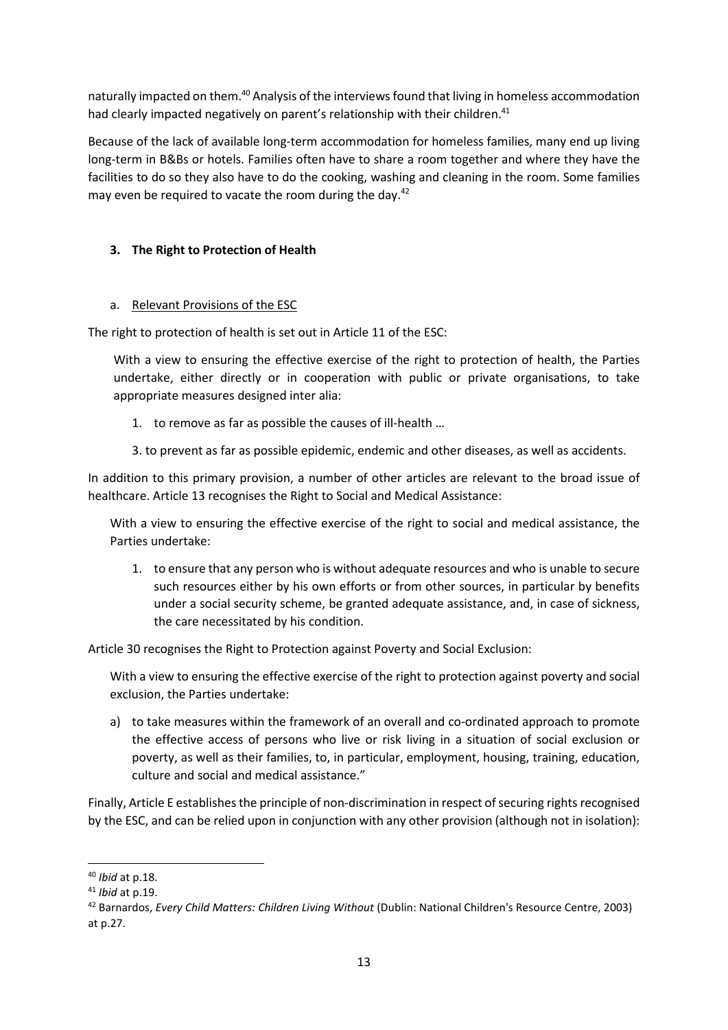naturally impacted on them.[40] Analysis of the interviews found that living in homeless accommodation had clearly impacted negatively on parent's relationship with their children.[41]

Because of the lack of available long-term accommodation for homeless families, many end up living long-term in B&Bs or hotels. Families often have to share a room together and where they have the facilities to do so they also have to do the cooking, washing and cleaning in the room. Some families may even be required to vacate the room during the day.[42]

### 3. The Right to Protection of Health

#### a. Relevant Provisions of the ESC

The right to protection of health is set out in Article 11 of the ESC:

> With a view to ensuring the effective exercise of the right to protection of health, the Parties undertake, either directly or in cooperation with public or private organisations, to take appropriate measures designed inter alia:
>
> 1. to remove as far as possible the causes of ill-health …
>
> 3. to prevent as far as possible epidemic, endemic and other diseases, as well as accidents.

In addition to this primary provision, a number of other articles are relevant to the broad issue of healthcare. Article 13 recognises the Right to Social and Medical Assistance:

> With a view to ensuring the effective exercise of the right to social and medical assistance, the Parties undertake:
>
> 1. to ensure that any person who is without adequate resources and who is unable to secure such resources either by his own efforts or from other sources, in particular by benefits under a social security scheme, be granted adequate assistance, and, in case of sickness, the care necessitated by his condition.

Article 30 recognises the Right to Protection against Poverty and Social Exclusion:

> With a view to ensuring the effective exercise of the right to protection against poverty and social exclusion, the Parties undertake:
>
> a) to take measures within the framework of an overall and co-ordinated approach to promote the effective access of persons who live or risk living in a situation of social exclusion or poverty, as well as their families, to, in particular, employment, housing, training, education, culture and social and medical assistance."

Finally, Article E establishes the principle of non-discrimination in respect of securing rights recognised by the ESC, and can be relied upon in conjunction with any other provision (although not in isolation):

---

[40] *Ibid* at p.18.

[41] *Ibid* at p.19.

[42] Barnardos, *Every Child Matters: Children Living Without* (Dublin: National Children's Resource Centre, 2003) at p.27.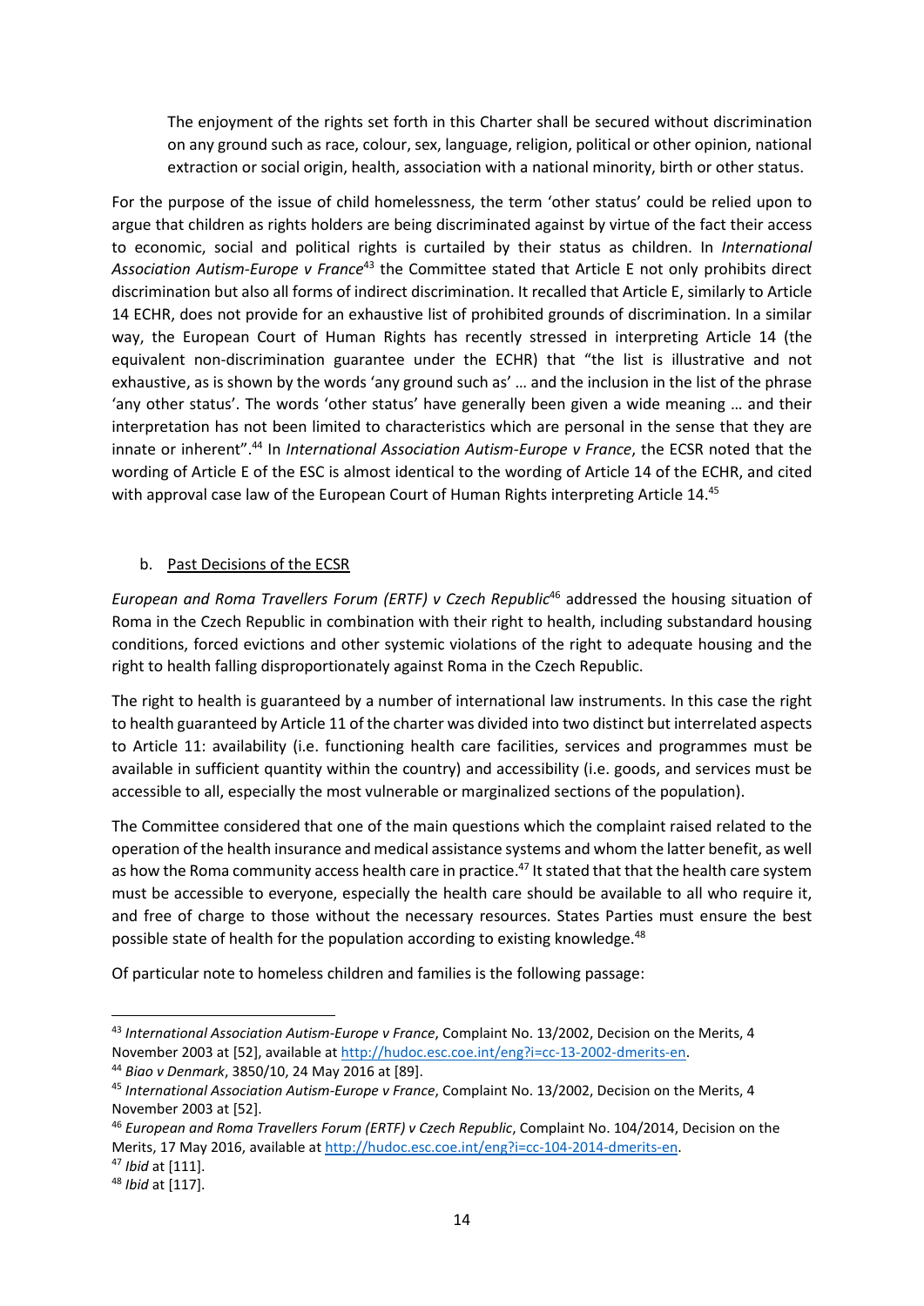> The enjoyment of the rights set forth in this Charter shall be secured without discrimination on any ground such as race, colour, sex, language, religion, political or other opinion, national extraction or social origin, health, association with a national minority, birth or other status.

For the purpose of the issue of child homelessness, the term 'other status' could be relied upon to argue that children as rights holders are being discriminated against by virtue of the fact their access to economic, social and political rights is curtailed by their status as children. In *International Association Autism-Europe v France*[43] the Committee stated that Article E not only prohibits direct discrimination but also all forms of indirect discrimination. It recalled that Article E, similarly to Article 14 ECHR, does not provide for an exhaustive list of prohibited grounds of discrimination. In a similar way, the European Court of Human Rights has recently stressed in interpreting Article 14 (the equivalent non-discrimination guarantee under the ECHR) that "the list is illustrative and not exhaustive, as is shown by the words 'any ground such as' … and the inclusion in the list of the phrase 'any other status'. The words 'other status' have generally been given a wide meaning … and their interpretation has not been limited to characteristics which are personal in the sense that they are innate or inherent".[44] In *International Association Autism-Europe v France*, the ECSR noted that the wording of Article E of the ESC is almost identical to the wording of Article 14 of the ECHR, and cited with approval case law of the European Court of Human Rights interpreting Article 14.[45]

b. Past Decisions of the ECSR

*European and Roma Travellers Forum (ERTF) v Czech Republic*[46] addressed the housing situation of Roma in the Czech Republic in combination with their right to health, including substandard housing conditions, forced evictions and other systemic violations of the right to adequate housing and the right to health falling disproportionately against Roma in the Czech Republic.

The right to health is guaranteed by a number of international law instruments. In this case the right to health guaranteed by Article 11 of the charter was divided into two distinct but interrelated aspects to Article 11: availability (i.e. functioning health care facilities, services and programmes must be available in sufficient quantity within the country) and accessibility (i.e. goods, and services must be accessible to all, especially the most vulnerable or marginalized sections of the population).

The Committee considered that one of the main questions which the complaint raised related to the operation of the health insurance and medical assistance systems and whom the latter benefit, as well as how the Roma community access health care in practice.[47] It stated that that the health care system must be accessible to everyone, especially the health care should be available to all who require it, and free of charge to those without the necessary resources. States Parties must ensure the best possible state of health for the population according to existing knowledge.[48]

Of particular note to homeless children and families is the following passage:

---

[43] *International Association Autism-Europe v France*, Complaint No. 13/2002, Decision on the Merits, 4 November 2003 at [52], available at http://hudoc.esc.coe.int/eng?i=cc-13-2002-dmerits-en.

[44] *Biao v Denmark*, 3850/10, 24 May 2016 at [89].

[45] *International Association Autism-Europe v France*, Complaint No. 13/2002, Decision on the Merits, 4 November 2003 at [52].

[46] *European and Roma Travellers Forum (ERTF) v Czech Republic*, Complaint No. 104/2014, Decision on the Merits, 17 May 2016, available at http://hudoc.esc.coe.int/eng?i=cc-104-2014-dmerits-en.

[47] *Ibid* at [111].

[48] *Ibid* at [117].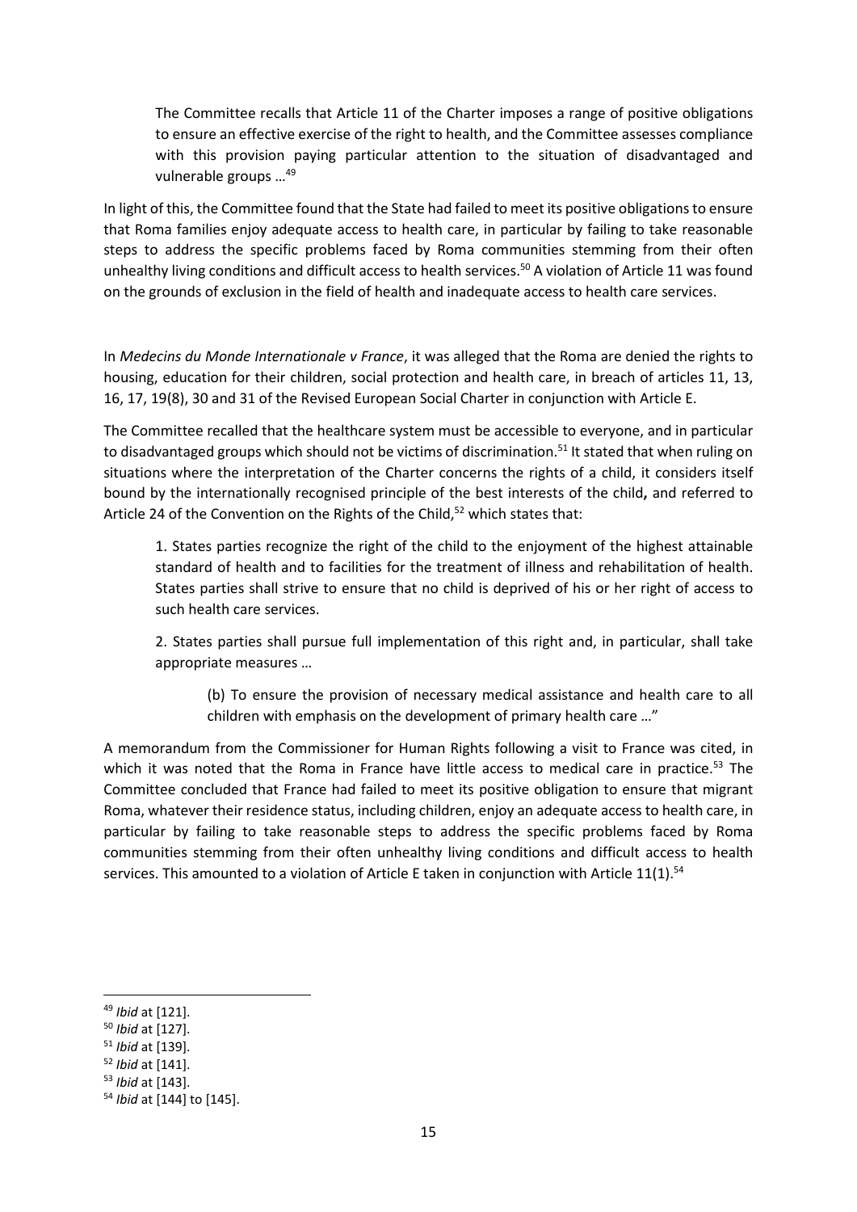> The Committee recalls that Article 11 of the Charter imposes a range of positive obligations to ensure an effective exercise of the right to health, and the Committee assesses compliance with this provision paying particular attention to the situation of disadvantaged and vulnerable groups …[49]

In light of this, the Committee found that the State had failed to meet its positive obligations to ensure that Roma families enjoy adequate access to health care, in particular by failing to take reasonable steps to address the specific problems faced by Roma communities stemming from their often unhealthy living conditions and difficult access to health services.[50] A violation of Article 11 was found on the grounds of exclusion in the field of health and inadequate access to health care services.

In *Medecins du Monde Internationale v France*, it was alleged that the Roma are denied the rights to housing, education for their children, social protection and health care, in breach of articles 11, 13, 16, 17, 19(8), 30 and 31 of the Revised European Social Charter in conjunction with Article E.

The Committee recalled that the healthcare system must be accessible to everyone, and in particular to disadvantaged groups which should not be victims of discrimination.[51] It stated that when ruling on situations where the interpretation of the Charter concerns the rights of a child, it considers itself bound by the internationally recognised principle of the best interests of the child**,** and referred to Article 24 of the Convention on the Rights of the Child,[52] which states that:

> 1. States parties recognize the right of the child to the enjoyment of the highest attainable standard of health and to facilities for the treatment of illness and rehabilitation of health. States parties shall strive to ensure that no child is deprived of his or her right of access to such health care services.
>
> 2. States parties shall pursue full implementation of this right and, in particular, shall take appropriate measures …
>
> > (b) To ensure the provision of necessary medical assistance and health care to all children with emphasis on the development of primary health care …"

A memorandum from the Commissioner for Human Rights following a visit to France was cited, in which it was noted that the Roma in France have little access to medical care in practice.[53] The Committee concluded that France had failed to meet its positive obligation to ensure that migrant Roma, whatever their residence status, including children, enjoy an adequate access to health care, in particular by failing to take reasonable steps to address the specific problems faced by Roma communities stemming from their often unhealthy living conditions and difficult access to health services. This amounted to a violation of Article E taken in conjunction with Article 11(1).[54]

---

[49] *Ibid* at [121].
[50] *Ibid* at [127].
[51] *Ibid* at [139].
[52] *Ibid* at [141].
[53] *Ibid* at [143].
[54] *Ibid* at [144] to [145].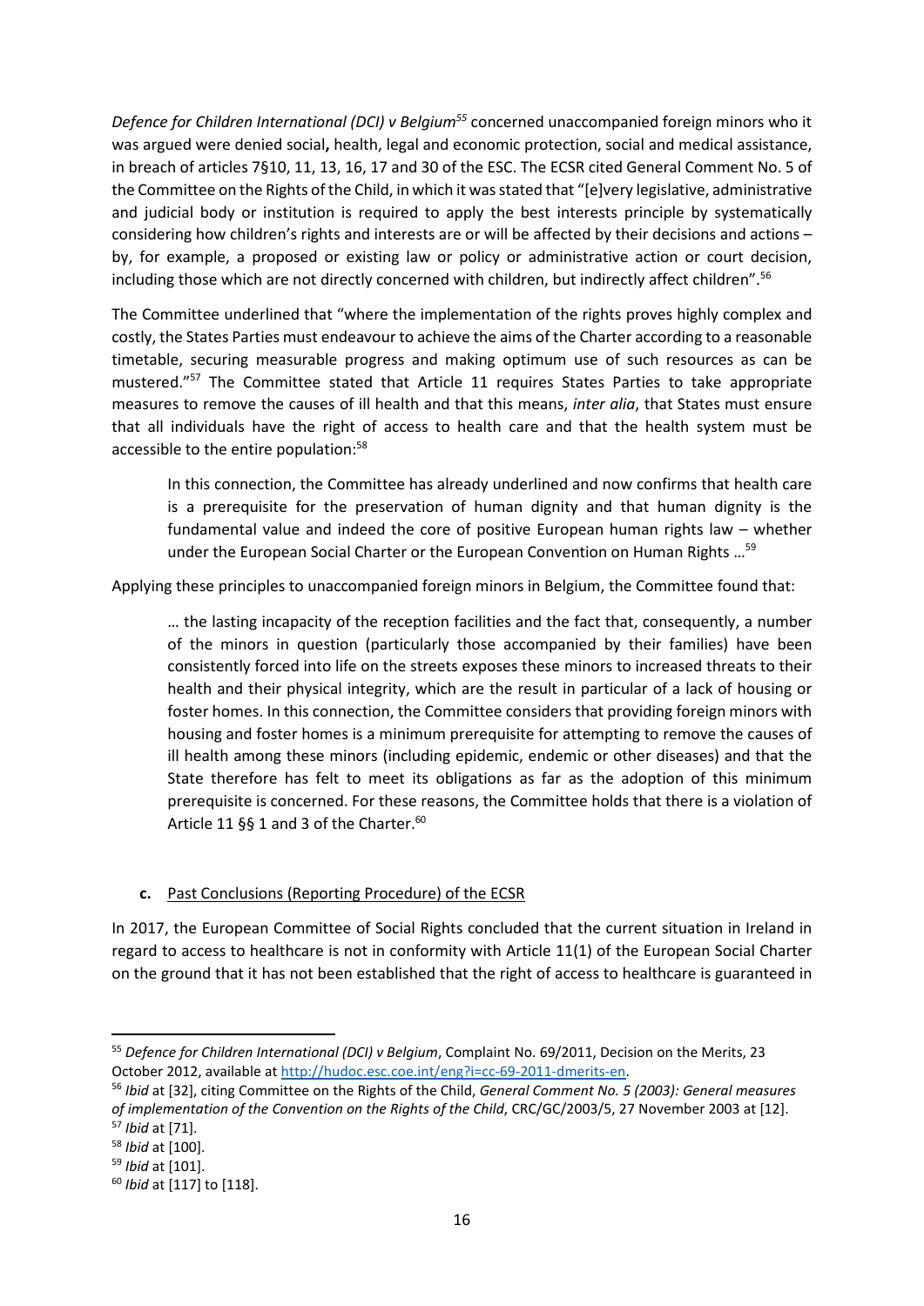*Defence for Children International (DCI) v Belgium*[55] concerned unaccompanied foreign minors who it was argued were denied social**,** health, legal and economic protection, social and medical assistance, in breach of articles 7§10, 11, 13, 16, 17 and 30 of the ESC. The ECSR cited General Comment No. 5 of the Committee on the Rights of the Child, in which it was stated that "[e]very legislative, administrative and judicial body or institution is required to apply the best interests principle by systematically considering how children's rights and interests are or will be affected by their decisions and actions – by, for example, a proposed or existing law or policy or administrative action or court decision, including those which are not directly concerned with children, but indirectly affect children".[56]

The Committee underlined that "where the implementation of the rights proves highly complex and costly, the States Parties must endeavour to achieve the aims of the Charter according to a reasonable timetable, securing measurable progress and making optimum use of such resources as can be mustered."[57] The Committee stated that Article 11 requires States Parties to take appropriate measures to remove the causes of ill health and that this means, *inter alia*, that States must ensure that all individuals have the right of access to health care and that the health system must be accessible to the entire population:[58]

> In this connection, the Committee has already underlined and now confirms that health care is a prerequisite for the preservation of human dignity and that human dignity is the fundamental value and indeed the core of positive European human rights law – whether under the European Social Charter or the European Convention on Human Rights …[59]

Applying these principles to unaccompanied foreign minors in Belgium, the Committee found that:

> … the lasting incapacity of the reception facilities and the fact that, consequently, a number of the minors in question (particularly those accompanied by their families) have been consistently forced into life on the streets exposes these minors to increased threats to their health and their physical integrity, which are the result in particular of a lack of housing or foster homes. In this connection, the Committee considers that providing foreign minors with housing and foster homes is a minimum prerequisite for attempting to remove the causes of ill health among these minors (including epidemic, endemic or other diseases) and that the State therefore has felt to meet its obligations as far as the adoption of this minimum prerequisite is concerned. For these reasons, the Committee holds that there is a violation of Article 11 §§ 1 and 3 of the Charter.[60]

**c.** Past Conclusions (Reporting Procedure) of the ECSR

In 2017, the European Committee of Social Rights concluded that the current situation in Ireland in regard to access to healthcare is not in conformity with Article 11(1) of the European Social Charter on the ground that it has not been established that the right of access to healthcare is guaranteed in

---

[55] *Defence for Children International (DCI) v Belgium*, Complaint No. 69/2011, Decision on the Merits, 23 October 2012, available at http://hudoc.esc.coe.int/eng?i=cc-69-2011-dmerits-en.

[56] *Ibid* at [32], citing Committee on the Rights of the Child, *General Comment No. 5 (2003): General measures of implementation of the Convention on the Rights of the Child*, CRC/GC/2003/5, 27 November 2003 at [12].

[57] *Ibid* at [71].

[58] *Ibid* at [100].

[59] *Ibid* at [101].

[60] *Ibid* at [117] to [118].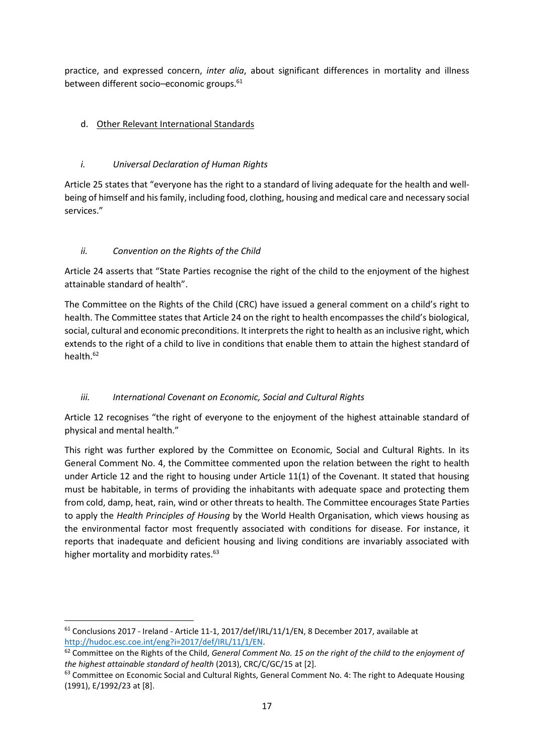practice, and expressed concern, *inter alia*, about significant differences in mortality and illness between different socio–economic groups.[61]

d. Other Relevant International Standards

*i. Universal Declaration of Human Rights*

Article 25 states that "everyone has the right to a standard of living adequate for the health and well-being of himself and his family, including food, clothing, housing and medical care and necessary social services."

*ii. Convention on the Rights of the Child*

Article 24 asserts that "State Parties recognise the right of the child to the enjoyment of the highest attainable standard of health".

The Committee on the Rights of the Child (CRC) have issued a general comment on a child's right to health. The Committee states that Article 24 on the right to health encompasses the child's biological, social, cultural and economic preconditions. It interprets the right to health as an inclusive right, which extends to the right of a child to live in conditions that enable them to attain the highest standard of health.[62]

*iii. International Covenant on Economic, Social and Cultural Rights*

Article 12 recognises "the right of everyone to the enjoyment of the highest attainable standard of physical and mental health."

This right was further explored by the Committee on Economic, Social and Cultural Rights. In its General Comment No. 4, the Committee commented upon the relation between the right to health under Article 12 and the right to housing under Article 11(1) of the Covenant. It stated that housing must be habitable, in terms of providing the inhabitants with adequate space and protecting them from cold, damp, heat, rain, wind or other threats to health. The Committee encourages State Parties to apply the *Health Principles of Housing* by the World Health Organisation, which views housing as the environmental factor most frequently associated with conditions for disease. For instance, it reports that inadequate and deficient housing and living conditions are invariably associated with higher mortality and morbidity rates.[63]

---

[61] Conclusions 2017 - Ireland - Article 11-1, 2017/def/IRL/11/1/EN, 8 December 2017, available at http://hudoc.esc.coe.int/eng?i=2017/def/IRL/11/1/EN.

[62] Committee on the Rights of the Child, *General Comment No. 15 on the right of the child to the enjoyment of the highest attainable standard of health* (2013), CRC/C/GC/15 at [2].

[63] Committee on Economic Social and Cultural Rights, General Comment No. 4: The right to Adequate Housing (1991), E/1992/23 at [8].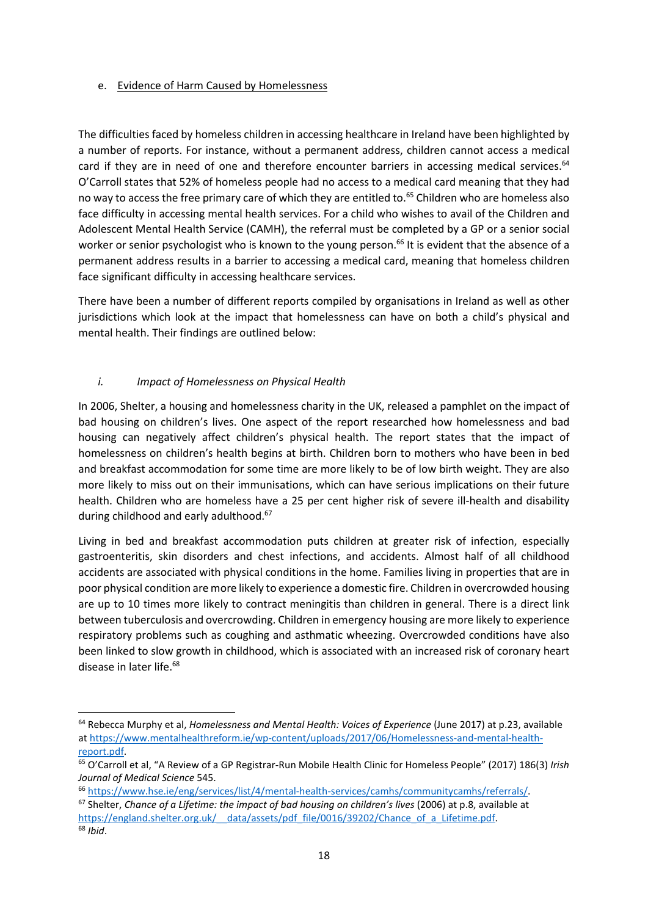## e. Evidence of Harm Caused by Homelessness

The difficulties faced by homeless children in accessing healthcare in Ireland have been highlighted by a number of reports. For instance, without a permanent address, children cannot access a medical card if they are in need of one and therefore encounter barriers in accessing medical services.[64] O'Carroll states that 52% of homeless people had no access to a medical card meaning that they had no way to access the free primary care of which they are entitled to.[65] Children who are homeless also face difficulty in accessing mental health services. For a child who wishes to avail of the Children and Adolescent Mental Health Service (CAMH), the referral must be completed by a GP or a senior social worker or senior psychologist who is known to the young person.[66] It is evident that the absence of a permanent address results in a barrier to accessing a medical card, meaning that homeless children face significant difficulty in accessing healthcare services.

There have been a number of different reports compiled by organisations in Ireland as well as other jurisdictions which look at the impact that homelessness can have on both a child's physical and mental health. Their findings are outlined below:

### *i. Impact of Homelessness on Physical Health*

In 2006, Shelter, a housing and homelessness charity in the UK, released a pamphlet on the impact of bad housing on children's lives. One aspect of the report researched how homelessness and bad housing can negatively affect children's physical health. The report states that the impact of homelessness on children's health begins at birth. Children born to mothers who have been in bed and breakfast accommodation for some time are more likely to be of low birth weight. They are also more likely to miss out on their immunisations, which can have serious implications on their future health. Children who are homeless have a 25 per cent higher risk of severe ill-health and disability during childhood and early adulthood.[67]

Living in bed and breakfast accommodation puts children at greater risk of infection, especially gastroenteritis, skin disorders and chest infections, and accidents. Almost half of all childhood accidents are associated with physical conditions in the home. Families living in properties that are in poor physical condition are more likely to experience a domestic fire. Children in overcrowded housing are up to 10 times more likely to contract meningitis than children in general. There is a direct link between tuberculosis and overcrowding. Children in emergency housing are more likely to experience respiratory problems such as coughing and asthmatic wheezing. Overcrowded conditions have also been linked to slow growth in childhood, which is associated with an increased risk of coronary heart disease in later life.[68]

---

[64] Rebecca Murphy et al, *Homelessness and Mental Health: Voices of Experience* (June 2017) at p.23, available at https://www.mentalhealthreform.ie/wp-content/uploads/2017/06/Homelessness-and-mental-health-report.pdf.

[65] O'Carroll et al, "A Review of a GP Registrar-Run Mobile Health Clinic for Homeless People" (2017) 186(3) *Irish Journal of Medical Science* 545.

[66] https://www.hse.ie/eng/services/list/4/mental-health-services/camhs/communitycamhs/referrals/.

[67] Shelter, *Chance of a Lifetime: the impact of bad housing on children's lives* (2006) at p.8, available at https://england.shelter.org.uk/__data/assets/pdf_file/0016/39202/Chance_of_a_Lifetime.pdf.

[68] *Ibid*.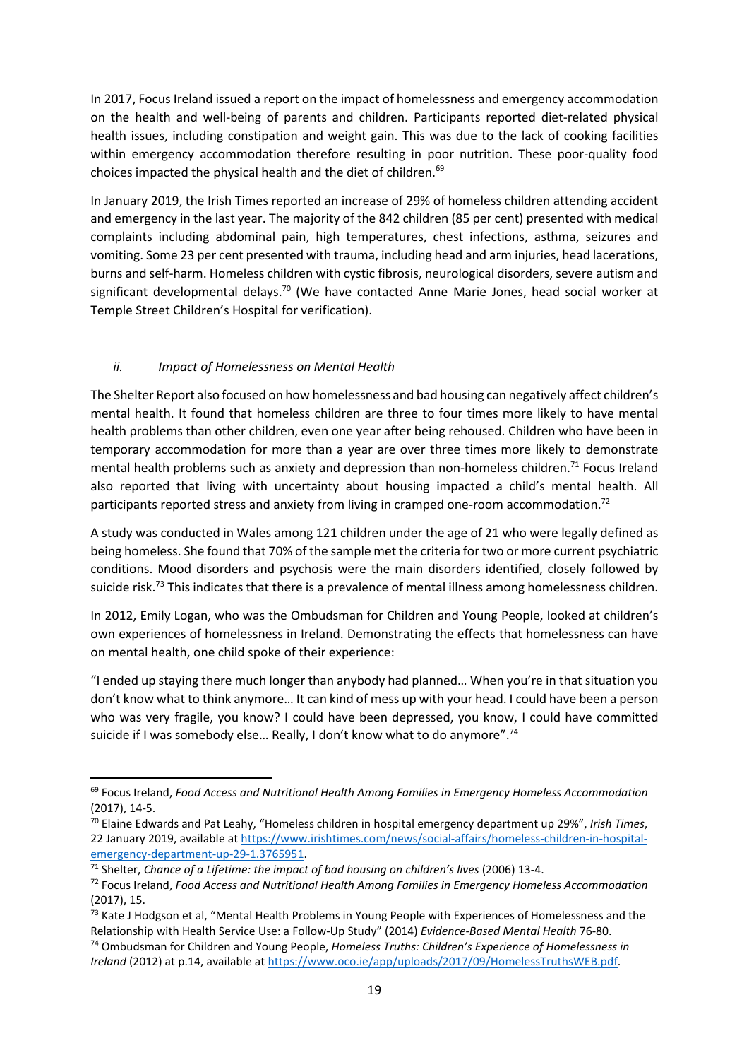In 2017, Focus Ireland issued a report on the impact of homelessness and emergency accommodation on the health and well-being of parents and children. Participants reported diet-related physical health issues, including constipation and weight gain. This was due to the lack of cooking facilities within emergency accommodation therefore resulting in poor nutrition. These poor-quality food choices impacted the physical health and the diet of children.[69]

In January 2019, the Irish Times reported an increase of 29% of homeless children attending accident and emergency in the last year. The majority of the 842 children (85 per cent) presented with medical complaints including abdominal pain, high temperatures, chest infections, asthma, seizures and vomiting. Some 23 per cent presented with trauma, including head and arm injuries, head lacerations, burns and self-harm. Homeless children with cystic fibrosis, neurological disorders, severe autism and significant developmental delays.[70] (We have contacted Anne Marie Jones, head social worker at Temple Street Children's Hospital for verification).

### *ii. Impact of Homelessness on Mental Health*

The Shelter Report also focused on how homelessness and bad housing can negatively affect children's mental health. It found that homeless children are three to four times more likely to have mental health problems than other children, even one year after being rehoused. Children who have been in temporary accommodation for more than a year are over three times more likely to demonstrate mental health problems such as anxiety and depression than non-homeless children.[71] Focus Ireland also reported that living with uncertainty about housing impacted a child's mental health. All participants reported stress and anxiety from living in cramped one-room accommodation.[72]

A study was conducted in Wales among 121 children under the age of 21 who were legally defined as being homeless. She found that 70% of the sample met the criteria for two or more current psychiatric conditions. Mood disorders and psychosis were the main disorders identified, closely followed by suicide risk.[73] This indicates that there is a prevalence of mental illness among homelessness children.

In 2012, Emily Logan, who was the Ombudsman for Children and Young People, looked at children's own experiences of homelessness in Ireland. Demonstrating the effects that homelessness can have on mental health, one child spoke of their experience:

"I ended up staying there much longer than anybody had planned… When you're in that situation you don't know what to think anymore… It can kind of mess up with your head. I could have been a person who was very fragile, you know? I could have been depressed, you know, I could have committed suicide if I was somebody else… Really, I don't know what to do anymore".[74]

---

[69] Focus Ireland, *Food Access and Nutritional Health Among Families in Emergency Homeless Accommodation* (2017), 14-5.

[70] Elaine Edwards and Pat Leahy, "Homeless children in hospital emergency department up 29%", *Irish Times*, 22 January 2019, available at https://www.irishtimes.com/news/social-affairs/homeless-children-in-hospital-emergency-department-up-29-1.3765951.

[71] Shelter, *Chance of a Lifetime: the impact of bad housing on children's lives* (2006) 13-4.

[72] Focus Ireland, *Food Access and Nutritional Health Among Families in Emergency Homeless Accommodation* (2017), 15.

[73] Kate J Hodgson et al, "Mental Health Problems in Young People with Experiences of Homelessness and the Relationship with Health Service Use: a Follow-Up Study" (2014) *Evidence-Based Mental Health* 76-80.

[74] Ombudsman for Children and Young People, *Homeless Truths: Children's Experience of Homelessness in Ireland* (2012) at p.14, available at https://www.oco.ie/app/uploads/2017/09/HomelessTruthsWEB.pdf.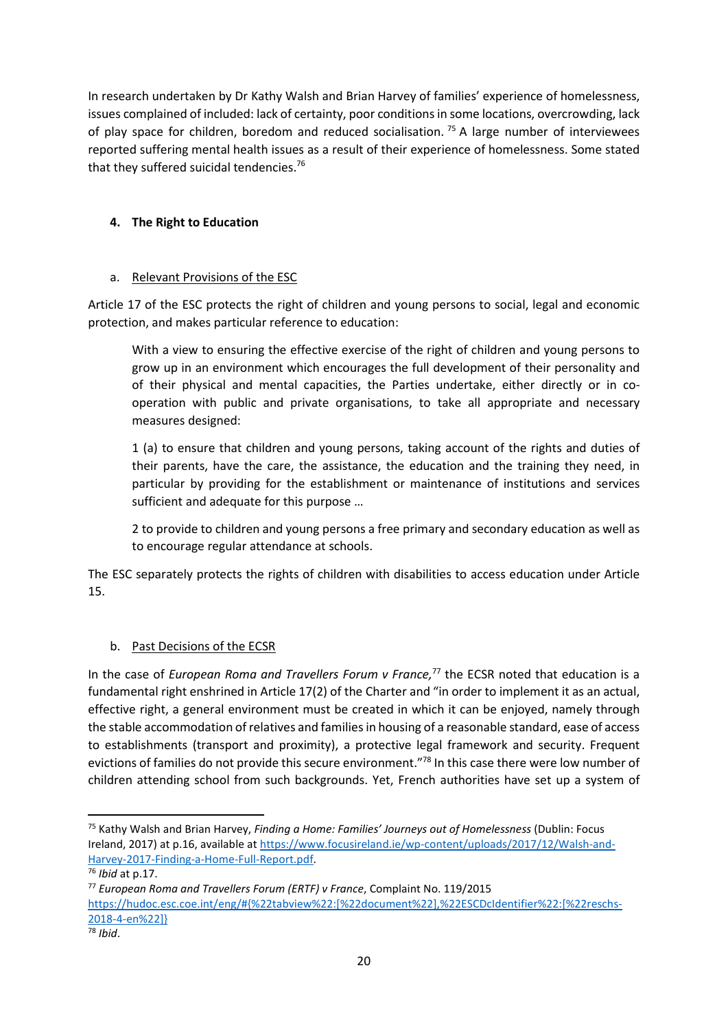In research undertaken by Dr Kathy Walsh and Brian Harvey of families' experience of homelessness, issues complained of included: lack of certainty, poor conditions in some locations, overcrowding, lack of play space for children, boredom and reduced socialisation. [75] A large number of interviewees reported suffering mental health issues as a result of their experience of homelessness. Some stated that they suffered suicidal tendencies.[76]

### 4. The Right to Education

#### a. Relevant Provisions of the ESC

Article 17 of the ESC protects the right of children and young persons to social, legal and economic protection, and makes particular reference to education:

> With a view to ensuring the effective exercise of the right of children and young persons to grow up in an environment which encourages the full development of their personality and of their physical and mental capacities, the Parties undertake, either directly or in co-operation with public and private organisations, to take all appropriate and necessary measures designed:
>
> 1 (a) to ensure that children and young persons, taking account of the rights and duties of their parents, have the care, the assistance, the education and the training they need, in particular by providing for the establishment or maintenance of institutions and services sufficient and adequate for this purpose …
>
> 2 to provide to children and young persons a free primary and secondary education as well as to encourage regular attendance at schools.

The ESC separately protects the rights of children with disabilities to access education under Article 15.

#### b. Past Decisions of the ECSR

In the case of *European Roma and Travellers Forum v France,*[77] the ECSR noted that education is a fundamental right enshrined in Article 17(2) of the Charter and "in order to implement it as an actual, effective right, a general environment must be created in which it can be enjoyed, namely through the stable accommodation of relatives and families in housing of a reasonable standard, ease of access to establishments (transport and proximity), a protective legal framework and security. Frequent evictions of families do not provide this secure environment."[78] In this case there were low number of children attending school from such backgrounds. Yet, French authorities have set up a system of

---

[75] Kathy Walsh and Brian Harvey, *Finding a Home: Families' Journeys out of Homelessness* (Dublin: Focus Ireland, 2017) at p.16, available at https://www.focusireland.ie/wp-content/uploads/2017/12/Walsh-and-Harvey-2017-Finding-a-Home-Full-Report.pdf.

[76] *Ibid* at p.17.

[77] *European Roma and Travellers Forum (ERTF) v France*, Complaint No. 119/2015 https://hudoc.esc.coe.int/eng/#{%22tabview%22:[%22document%22],%22ESCDcIdentifier%22:[%22reschs-2018-4-en%22]}

[78] *Ibid*.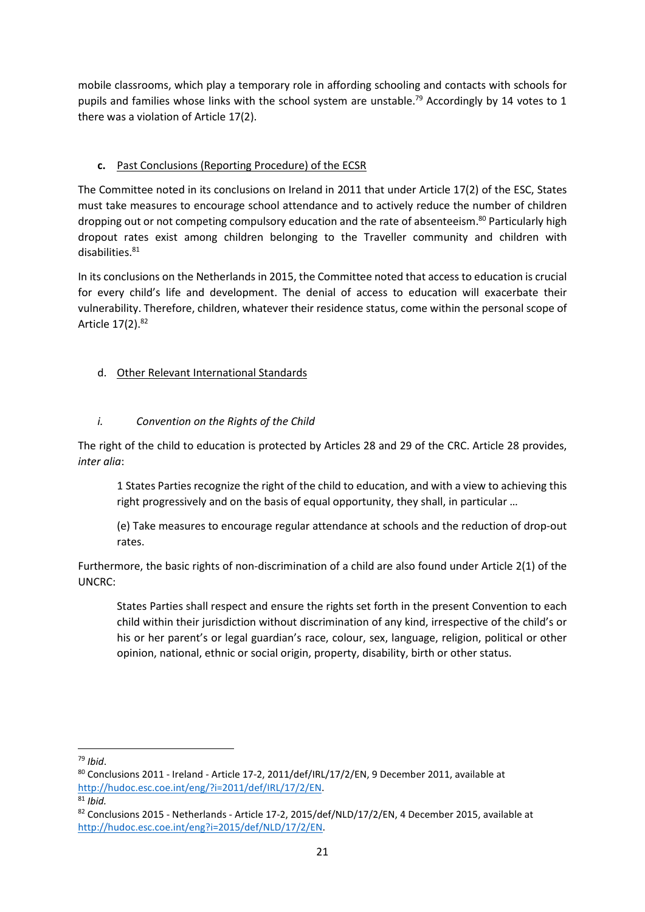mobile classrooms, which play a temporary role in affording schooling and contacts with schools for pupils and families whose links with the school system are unstable.[79] Accordingly by 14 votes to 1 there was a violation of Article 17(2).

**c.** Past Conclusions (Reporting Procedure) of the ECSR

The Committee noted in its conclusions on Ireland in 2011 that under Article 17(2) of the ESC, States must take measures to encourage school attendance and to actively reduce the number of children dropping out or not competing compulsory education and the rate of absenteeism.[80] Particularly high dropout rates exist among children belonging to the Traveller community and children with disabilities.[81]

In its conclusions on the Netherlands in 2015, the Committee noted that access to education is crucial for every child's life and development. The denial of access to education will exacerbate their vulnerability. Therefore, children, whatever their residence status, come within the personal scope of Article 17(2).[82]

d. Other Relevant International Standards

*i. Convention on the Rights of the Child*

The right of the child to education is protected by Articles 28 and 29 of the CRC. Article 28 provides, *inter alia*:

> 1 States Parties recognize the right of the child to education, and with a view to achieving this right progressively and on the basis of equal opportunity, they shall, in particular …
>
> (e) Take measures to encourage regular attendance at schools and the reduction of drop-out rates.

Furthermore, the basic rights of non-discrimination of a child are also found under Article 2(1) of the UNCRC:

> States Parties shall respect and ensure the rights set forth in the present Convention to each child within their jurisdiction without discrimination of any kind, irrespective of the child's or his or her parent's or legal guardian's race, colour, sex, language, religion, political or other opinion, national, ethnic or social origin, property, disability, birth or other status.

---

[79] *Ibid*.

[80] Conclusions 2011 - Ireland - Article 17-2, 2011/def/IRL/17/2/EN, 9 December 2011, available at http://hudoc.esc.coe.int/eng/?i=2011/def/IRL/17/2/EN.

[81] *Ibid.*

[82] Conclusions 2015 - Netherlands - Article 17-2, 2015/def/NLD/17/2/EN, 4 December 2015, available at http://hudoc.esc.coe.int/eng?i=2015/def/NLD/17/2/EN.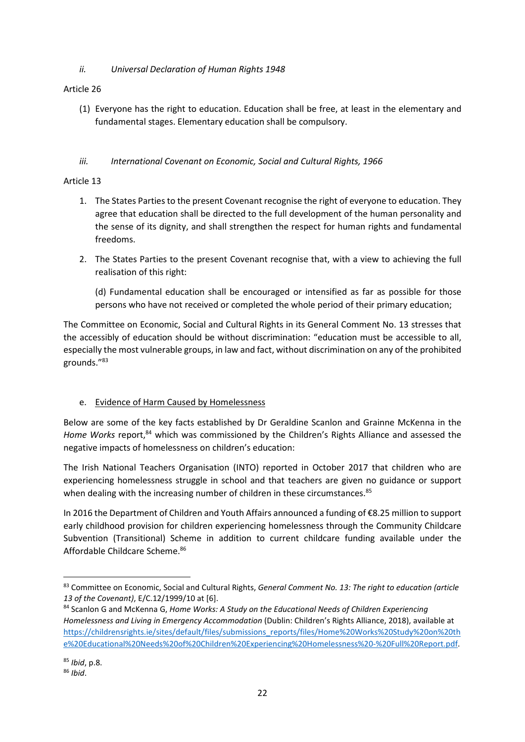*ii. Universal Declaration of Human Rights 1948*

Article 26

(1) Everyone has the right to education. Education shall be free, at least in the elementary and fundamental stages. Elementary education shall be compulsory.

*iii. International Covenant on Economic, Social and Cultural Rights, 1966*

Article 13

1. The States Parties to the present Covenant recognise the right of everyone to education. They agree that education shall be directed to the full development of the human personality and the sense of its dignity, and shall strengthen the respect for human rights and fundamental freedoms.

2. The States Parties to the present Covenant recognise that, with a view to achieving the full realisation of this right:

   (d) Fundamental education shall be encouraged or intensified as far as possible for those persons who have not received or completed the whole period of their primary education;

The Committee on Economic, Social and Cultural Rights in its General Comment No. 13 stresses that the accessibly of education should be without discrimination: "education must be accessible to all, especially the most vulnerable groups, in law and fact, without discrimination on any of the prohibited grounds."[83]

e. Evidence of Harm Caused by Homelessness

Below are some of the key facts established by Dr Geraldine Scanlon and Grainne McKenna in the *Home Works* report,[84] which was commissioned by the Children's Rights Alliance and assessed the negative impacts of homelessness on children's education:

The Irish National Teachers Organisation (INTO) reported in October 2017 that children who are experiencing homelessness struggle in school and that teachers are given no guidance or support when dealing with the increasing number of children in these circumstances.[85]

In 2016 the Department of Children and Youth Affairs announced a funding of €8.25 million to support early childhood provision for children experiencing homelessness through the Community Childcare Subvention (Transitional) Scheme in addition to current childcare funding available under the Affordable Childcare Scheme.[86]

---

[83] Committee on Economic, Social and Cultural Rights, *General Comment No. 13: The right to education (article 13 of the Covenant)*, E/C.12/1999/10 at [6].

[84] Scanlon G and McKenna G, *Home Works: A Study on the Educational Needs of Children Experiencing Homelessness and Living in Emergency Accommodation* (Dublin: Children's Rights Alliance, 2018), available at https://childrensrights.ie/sites/default/files/submissions_reports/files/Home%20Works%20Study%20on%20the%20Educational%20Needs%20of%20Children%20Experiencing%20Homelessness%20-%20Full%20Report.pdf.

[85] *Ibid*, p.8.

[86] *Ibid*.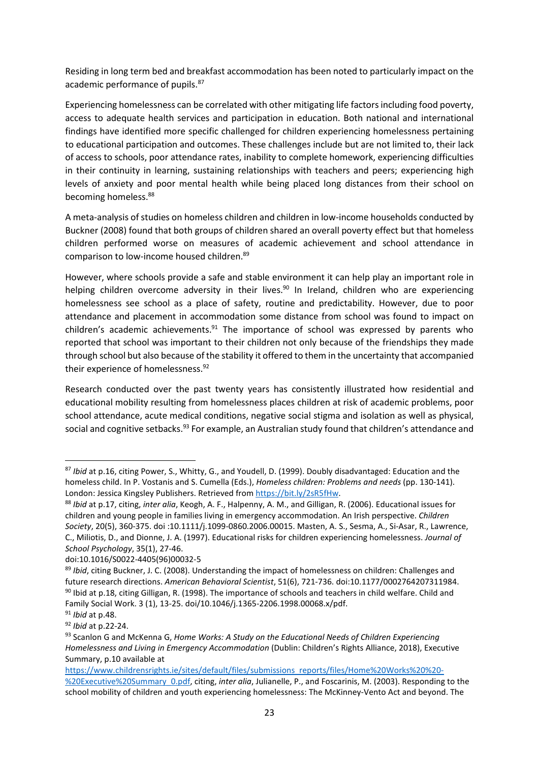Residing in long term bed and breakfast accommodation has been noted to particularly impact on the academic performance of pupils.[87]

Experiencing homelessness can be correlated with other mitigating life factors including food poverty, access to adequate health services and participation in education. Both national and international findings have identified more specific challenged for children experiencing homelessness pertaining to educational participation and outcomes. These challenges include but are not limited to, their lack of access to schools, poor attendance rates, inability to complete homework, experiencing difficulties in their continuity in learning, sustaining relationships with teachers and peers; experiencing high levels of anxiety and poor mental health while being placed long distances from their school on becoming homeless.[88]

A meta-analysis of studies on homeless children and children in low-income households conducted by Buckner (2008) found that both groups of children shared an overall poverty effect but that homeless children performed worse on measures of academic achievement and school attendance in comparison to low-income housed children.[89]

However, where schools provide a safe and stable environment it can help play an important role in helping children overcome adversity in their lives.[90] In Ireland, children who are experiencing homelessness see school as a place of safety, routine and predictability. However, due to poor attendance and placement in accommodation some distance from school was found to impact on children's academic achievements.[91] The importance of school was expressed by parents who reported that school was important to their children not only because of the friendships they made through school but also because of the stability it offered to them in the uncertainty that accompanied their experience of homelessness.[92]

Research conducted over the past twenty years has consistently illustrated how residential and educational mobility resulting from homelessness places children at risk of academic problems, poor school attendance, acute medical conditions, negative social stigma and isolation as well as physical, social and cognitive setbacks.[93] For example, an Australian study found that children's attendance and

---

[87] *Ibid* at p.16, citing Power, S., Whitty, G., and Youdell, D. (1999). Doubly disadvantaged: Education and the homeless child. In P. Vostanis and S. Cumella (Eds.), *Homeless children: Problems and needs* (pp. 130-141). London: Jessica Kingsley Publishers. Retrieved from https://bit.ly/2sR5fHw.

[88] *Ibid* at p.17, citing, *inter alia*, Keogh, A. F., Halpenny, A. M., and Gilligan, R. (2006). Educational issues for children and young people in families living in emergency accommodation. An Irish perspective. *Children Society*, 20(5), 360-375. doi :10.1111/j.1099-0860.2006.00015. Masten, A. S., Sesma, A., Si-Asar, R., Lawrence, C., Miliotis, D., and Dionne, J. A. (1997). Educational risks for children experiencing homelessness. *Journal of School Psychology*, 35(1), 27-46.
doi:10.1016/S0022-4405(96)00032-5

[89] *Ibid*, citing Buckner, J. C. (2008). Understanding the impact of homelessness on children: Challenges and future research directions. *American Behavioral Scientist*, 51(6), 721-736. doi:10.1177/0002764207311984.

[90] Ibid at p.18, citing Gilligan, R. (1998). The importance of schools and teachers in child welfare. Child and Family Social Work. 3 (1), 13-25. doi/10.1046/j.1365-2206.1998.00068.x/pdf.

[91] *Ibid* at p.48.

[92] *Ibid* at p.22-24.

[93] Scanlon G and McKenna G, *Home Works: A Study on the Educational Needs of Children Experiencing Homelessness and Living in Emergency Accommodation* (Dublin: Children's Rights Alliance, 2018), Executive Summary, p.10 available at https://www.childrensrights.ie/sites/default/files/submissions_reports/files/Home%20Works%20%20-%20Executive%20Summary_0.pdf, citing, *inter alia*, Julianelle, P., and Foscarinis, M. (2003). Responding to the school mobility of children and youth experiencing homelessness: The McKinney-Vento Act and beyond. The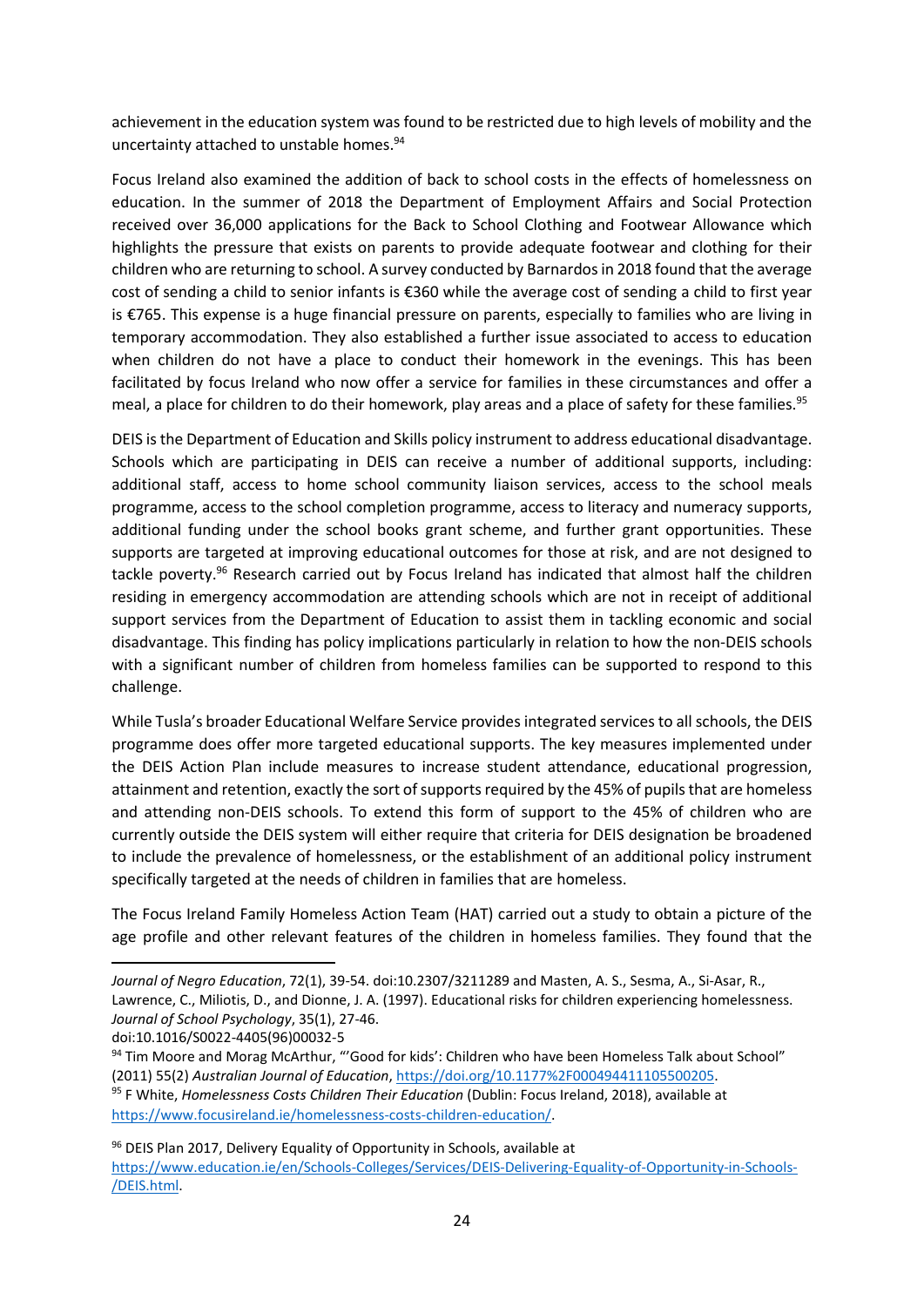achievement in the education system was found to be restricted due to high levels of mobility and the uncertainty attached to unstable homes.[94]

Focus Ireland also examined the addition of back to school costs in the effects of homelessness on education. In the summer of 2018 the Department of Employment Affairs and Social Protection received over 36,000 applications for the Back to School Clothing and Footwear Allowance which highlights the pressure that exists on parents to provide adequate footwear and clothing for their children who are returning to school. A survey conducted by Barnardos in 2018 found that the average cost of sending a child to senior infants is €360 while the average cost of sending a child to first year is €765. This expense is a huge financial pressure on parents, especially to families who are living in temporary accommodation. They also established a further issue associated to access to education when children do not have a place to conduct their homework in the evenings. This has been facilitated by focus Ireland who now offer a service for families in these circumstances and offer a meal, a place for children to do their homework, play areas and a place of safety for these families.[95]

DEIS is the Department of Education and Skills policy instrument to address educational disadvantage. Schools which are participating in DEIS can receive a number of additional supports, including: additional staff, access to home school community liaison services, access to the school meals programme, access to the school completion programme, access to literacy and numeracy supports, additional funding under the school books grant scheme, and further grant opportunities. These supports are targeted at improving educational outcomes for those at risk, and are not designed to tackle poverty.[96] Research carried out by Focus Ireland has indicated that almost half the children residing in emergency accommodation are attending schools which are not in receipt of additional support services from the Department of Education to assist them in tackling economic and social disadvantage. This finding has policy implications particularly in relation to how the non-DEIS schools with a significant number of children from homeless families can be supported to respond to this challenge.

While Tusla's broader Educational Welfare Service provides integrated services to all schools, the DEIS programme does offer more targeted educational supports. The key measures implemented under the DEIS Action Plan include measures to increase student attendance, educational progression, attainment and retention, exactly the sort of supports required by the 45% of pupils that are homeless and attending non-DEIS schools. To extend this form of support to the 45% of children who are currently outside the DEIS system will either require that criteria for DEIS designation be broadened to include the prevalence of homelessness, or the establishment of an additional policy instrument specifically targeted at the needs of children in families that are homeless.

The Focus Ireland Family Homeless Action Team (HAT) carried out a study to obtain a picture of the age profile and other relevant features of the children in homeless families. They found that the

---

*Journal of Negro Education*, 72(1), 39-54. doi:10.2307/3211289 and Masten, A. S., Sesma, A., Si-Asar, R., Lawrence, C., Miliotis, D., and Dionne, J. A. (1997). Educational risks for children experiencing homelessness. *Journal of School Psychology*, 35(1), 27-46. doi:10.1016/S0022-4405(96)00032-5

[94] Tim Moore and Morag McArthur, "'Good for kids': Children who have been Homeless Talk about School" (2011) 55(2) *Australian Journal of Education*, https://doi.org/10.1177%2F000494411105500205.

[95] F White, *Homelessness Costs Children Their Education* (Dublin: Focus Ireland, 2018), available at https://www.focusireland.ie/homelessness-costs-children-education/.

[96] DEIS Plan 2017, Delivery Equality of Opportunity in Schools, available at https://www.education.ie/en/Schools-Colleges/Services/DEIS-Delivering-Equality-of-Opportunity-in-Schools-/DEIS.html.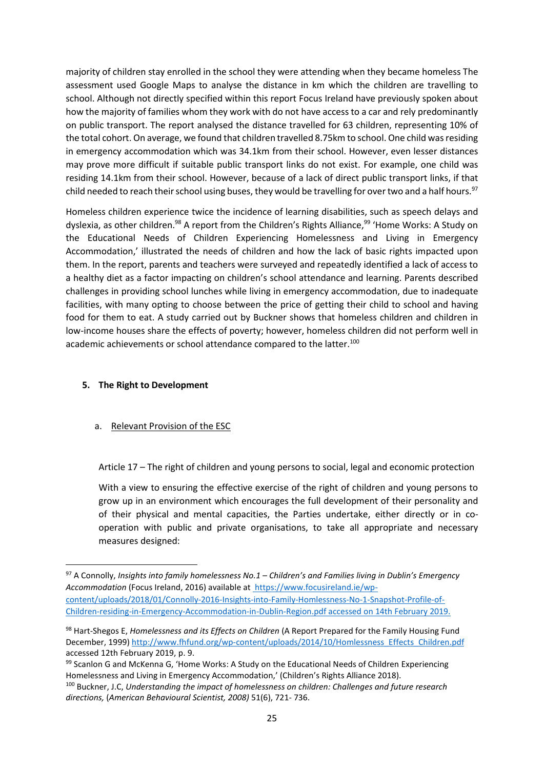majority of children stay enrolled in the school they were attending when they became homeless The assessment used Google Maps to analyse the distance in km which the children are travelling to school. Although not directly specified within this report Focus Ireland have previously spoken about how the majority of families whom they work with do not have access to a car and rely predominantly on public transport. The report analysed the distance travelled for 63 children, representing 10% of the total cohort. On average, we found that children travelled 8.75km to school. One child was residing in emergency accommodation which was 34.1km from their school. However, even lesser distances may prove more difficult if suitable public transport links do not exist. For example, one child was residing 14.1km from their school. However, because of a lack of direct public transport links, if that child needed to reach their school using buses, they would be travelling for over two and a half hours.[97]

Homeless children experience twice the incidence of learning disabilities, such as speech delays and dyslexia, as other children.[98] A report from the Children's Rights Alliance,[99] 'Home Works: A Study on the Educational Needs of Children Experiencing Homelessness and Living in Emergency Accommodation,' illustrated the needs of children and how the lack of basic rights impacted upon them. In the report, parents and teachers were surveyed and repeatedly identified a lack of access to a healthy diet as a factor impacting on children's school attendance and learning. Parents described challenges in providing school lunches while living in emergency accommodation, due to inadequate facilities, with many opting to choose between the price of getting their child to school and having food for them to eat. A study carried out by Buckner shows that homeless children and children in low-income houses share the effects of poverty; however, homeless children did not perform well in academic achievements or school attendance compared to the latter.[100]

### 5. The Right to Development

#### a. Relevant Provision of the ESC

Article 17 – The right of children and young persons to social, legal and economic protection

With a view to ensuring the effective exercise of the right of children and young persons to grow up in an environment which encourages the full development of their personality and of their physical and mental capacities, the Parties undertake, either directly or in co-operation with public and private organisations, to take all appropriate and necessary measures designed:

---

[97] A Connolly, *Insights into family homelessness No.1 – Children's and Families living in Dublin's Emergency Accommodation* (Focus Ireland, 2016) available at https://www.focusireland.ie/wp-content/uploads/2018/01/Connolly-2016-Insights-into-Family-Homlessness-No-1-Snapshot-Profile-of-Children-residing-in-Emergency-Accommodation-in-Dublin-Region.pdf accessed on 14th February 2019.

[98] Hart-Shegos E, *Homelessness and its Effects on Children* (A Report Prepared for the Family Housing Fund December, 1999) http://www.fhfund.org/wp-content/uploads/2014/10/Homlessness_Effects_Children.pdf accessed 12th February 2019, p. 9.

[99] Scanlon G and McKenna G, 'Home Works: A Study on the Educational Needs of Children Experiencing Homelessness and Living in Emergency Accommodation,' (Children's Rights Alliance 2018).

[100] Buckner, J.C, *Understanding the impact of homelessness on children: Challenges and future research directions,* (*American Behavioural Scientist, 2008)* 51(6), 721- 736.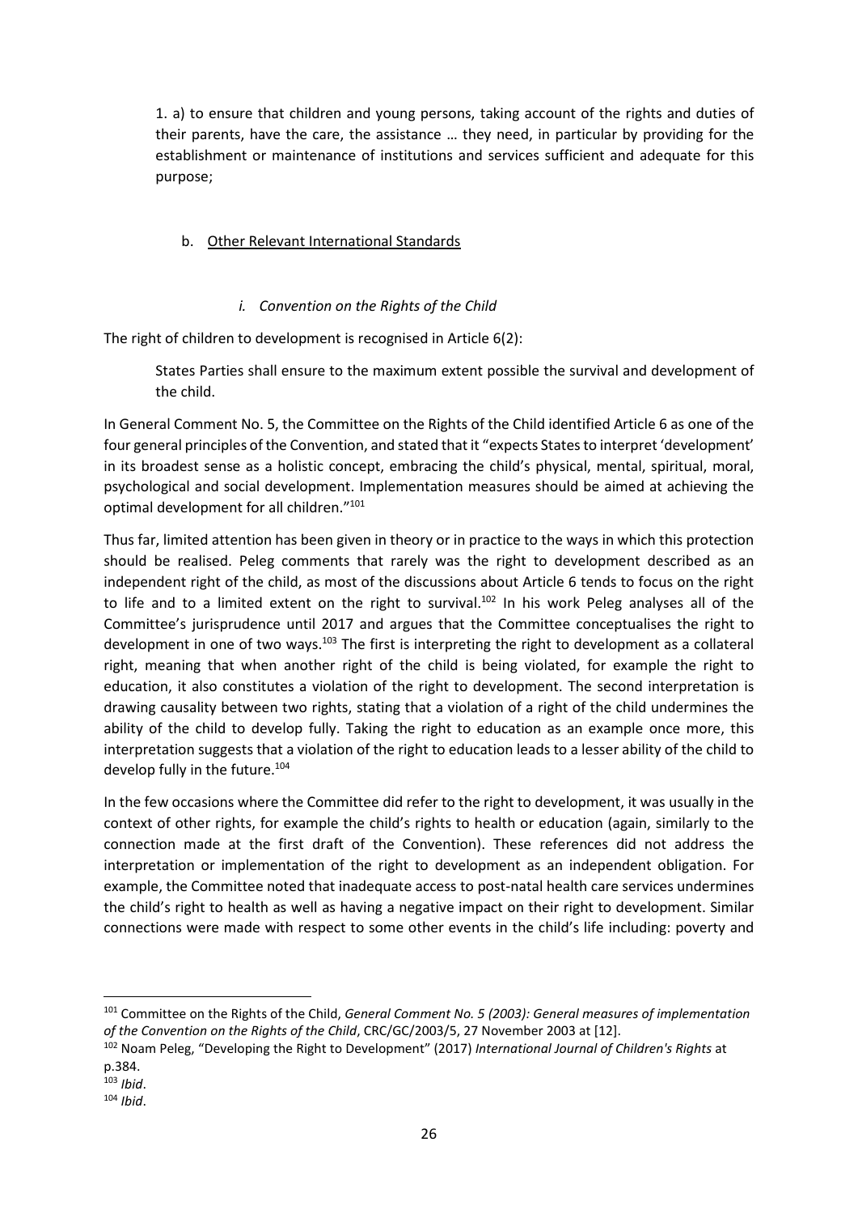> 1. a) to ensure that children and young persons, taking account of the rights and duties of their parents, have the care, the assistance … they need, in particular by providing for the establishment or maintenance of institutions and services sufficient and adequate for this purpose;

b. Other Relevant International Standards

*i. Convention on the Rights of the Child*

The right of children to development is recognised in Article 6(2):

> States Parties shall ensure to the maximum extent possible the survival and development of the child.

In General Comment No. 5, the Committee on the Rights of the Child identified Article 6 as one of the four general principles of the Convention, and stated that it "expects States to interpret 'development' in its broadest sense as a holistic concept, embracing the child's physical, mental, spiritual, moral, psychological and social development. Implementation measures should be aimed at achieving the optimal development for all children."[101]

Thus far, limited attention has been given in theory or in practice to the ways in which this protection should be realised. Peleg comments that rarely was the right to development described as an independent right of the child, as most of the discussions about Article 6 tends to focus on the right to life and to a limited extent on the right to survival.[102] In his work Peleg analyses all of the Committee's jurisprudence until 2017 and argues that the Committee conceptualises the right to development in one of two ways.[103] The first is interpreting the right to development as a collateral right, meaning that when another right of the child is being violated, for example the right to education, it also constitutes a violation of the right to development. The second interpretation is drawing causality between two rights, stating that a violation of a right of the child undermines the ability of the child to develop fully. Taking the right to education as an example once more, this interpretation suggests that a violation of the right to education leads to a lesser ability of the child to develop fully in the future.[104]

In the few occasions where the Committee did refer to the right to development, it was usually in the context of other rights, for example the child's rights to health or education (again, similarly to the connection made at the first draft of the Convention). These references did not address the interpretation or implementation of the right to development as an independent obligation. For example, the Committee noted that inadequate access to post-natal health care services undermines the child's right to health as well as having a negative impact on their right to development. Similar connections were made with respect to some other events in the child's life including: poverty and

---

[101] Committee on the Rights of the Child, *General Comment No. 5 (2003): General measures of implementation of the Convention on the Rights of the Child*, CRC/GC/2003/5, 27 November 2003 at [12].

[102] Noam Peleg, "Developing the Right to Development" (2017) *International Journal of Children's Rights* at p.384.

[103] *Ibid*.

[104] *Ibid*.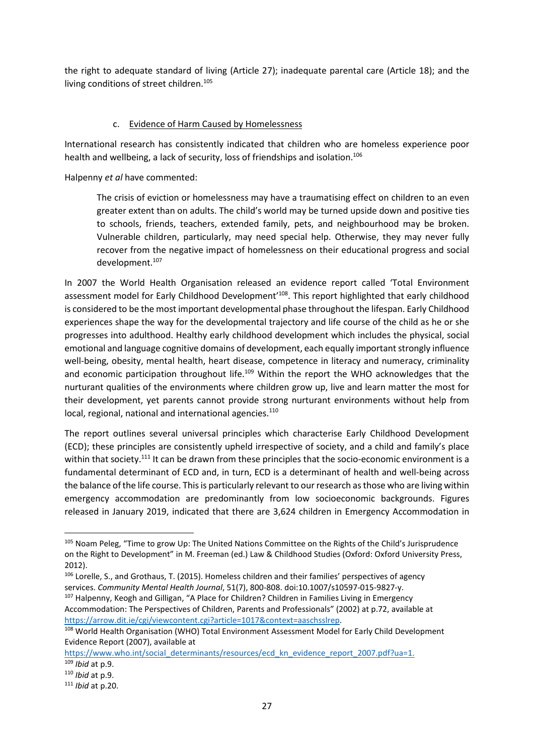the right to adequate standard of living (Article 27); inadequate parental care (Article 18); and the living conditions of street children.[105]

### c. Evidence of Harm Caused by Homelessness

International research has consistently indicated that children who are homeless experience poor health and wellbeing, a lack of security, loss of friendships and isolation.[106]

Halpenny *et al* have commented:

> The crisis of eviction or homelessness may have a traumatising effect on children to an even greater extent than on adults. The child's world may be turned upside down and positive ties to schools, friends, teachers, extended family, pets, and neighbourhood may be broken. Vulnerable children, particularly, may need special help. Otherwise, they may never fully recover from the negative impact of homelessness on their educational progress and social development.[107]

In 2007 the World Health Organisation released an evidence report called 'Total Environment assessment model for Early Childhood Development'[108]. This report highlighted that early childhood is considered to be the most important developmental phase throughout the lifespan. Early Childhood experiences shape the way for the developmental trajectory and life course of the child as he or she progresses into adulthood. Healthy early childhood development which includes the physical, social emotional and language cognitive domains of development, each equally important strongly influence well-being, obesity, mental health, heart disease, competence in literacy and numeracy, criminality and economic participation throughout life.[109] Within the report the WHO acknowledges that the nurturant qualities of the environments where children grow up, live and learn matter the most for their development, yet parents cannot provide strong nurturant environments without help from local, regional, national and international agencies.[110]

The report outlines several universal principles which characterise Early Childhood Development (ECD); these principles are consistently upheld irrespective of society, and a child and family's place within that society.[111] It can be drawn from these principles that the socio-economic environment is a fundamental determinant of ECD and, in turn, ECD is a determinant of health and well-being across the balance of the life course. This is particularly relevant to our research as those who are living within emergency accommodation are predominantly from low socioeconomic backgrounds. Figures released in January 2019, indicated that there are 3,624 children in Emergency Accommodation in

---

[105] Noam Peleg, "Time to grow Up: The United Nations Committee on the Rights of the Child's Jurisprudence on the Right to Development" in M. Freeman (ed.) Law & Childhood Studies (Oxford: Oxford University Press, 2012).

[106] Lorelle, S., and Grothaus, T. (2015). Homeless children and their families' perspectives of agency services. *Community Mental Health Journal*, 51(7), 800-808. doi:10.1007/s10597-015-9827-y.

[107] Halpenny, Keogh and Gilligan, "A Place for Children? Children in Families Living in Emergency Accommodation: The Perspectives of Children, Parents and Professionals" (2002) at p.72, available at https://arrow.dit.ie/cgi/viewcontent.cgi?article=1017&context=aaschsslrep.

[108] World Health Organisation (WHO) Total Environment Assessment Model for Early Child Development Evidence Report (2007), available at https://www.who.int/social_determinants/resources/ecd_kn_evidence_report_2007.pdf?ua=1.

[109] *Ibid* at p.9.

[110] *Ibid* at p.9.

[111] *Ibid* at p.20.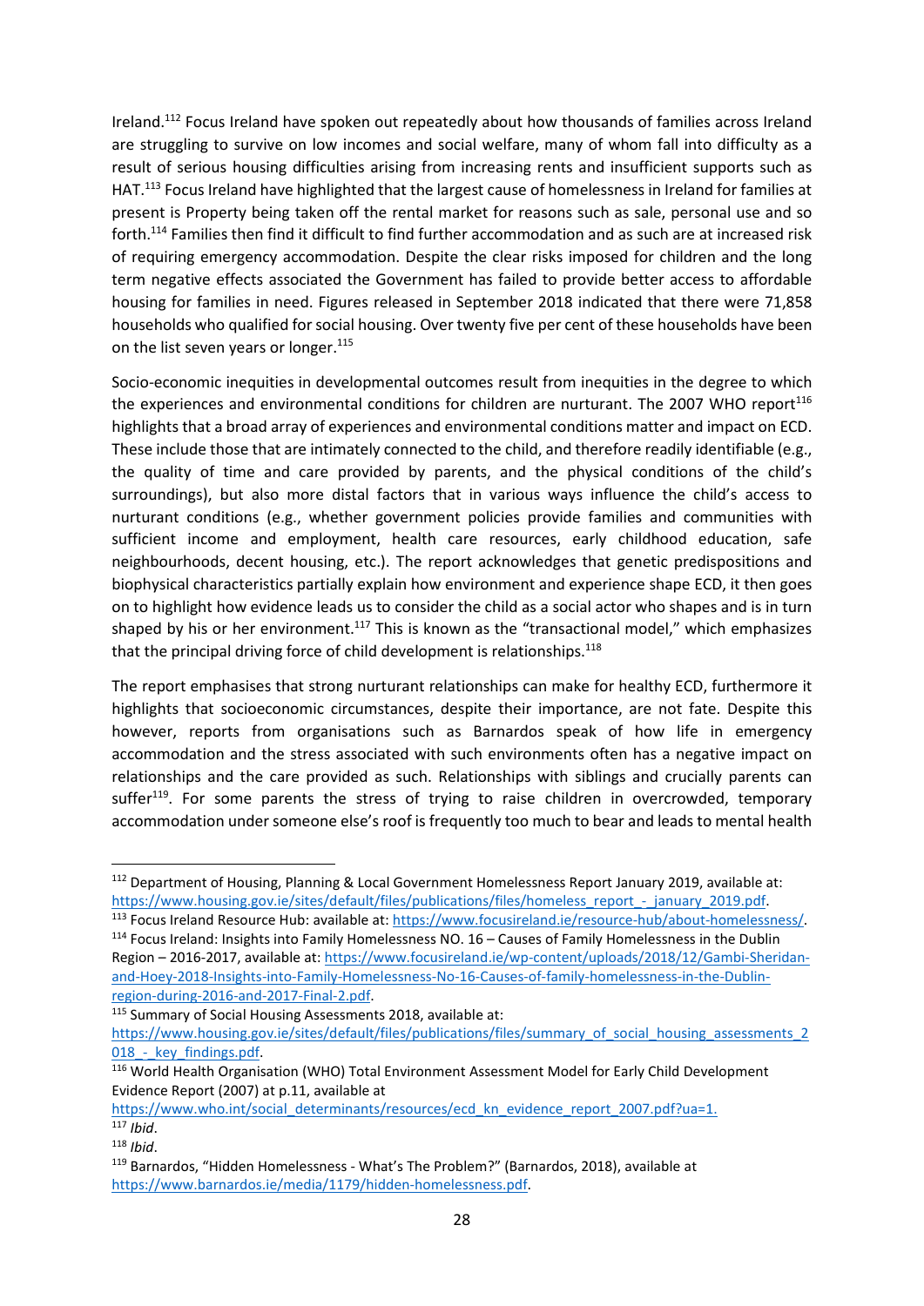Ireland.[112] Focus Ireland have spoken out repeatedly about how thousands of families across Ireland are struggling to survive on low incomes and social welfare, many of whom fall into difficulty as a result of serious housing difficulties arising from increasing rents and insufficient supports such as HAT.[113] Focus Ireland have highlighted that the largest cause of homelessness in Ireland for families at present is Property being taken off the rental market for reasons such as sale, personal use and so forth.[114] Families then find it difficult to find further accommodation and as such are at increased risk of requiring emergency accommodation. Despite the clear risks imposed for children and the long term negative effects associated the Government has failed to provide better access to affordable housing for families in need. Figures released in September 2018 indicated that there were 71,858 households who qualified for social housing. Over twenty five per cent of these households have been on the list seven years or longer.[115]

Socio-economic inequities in developmental outcomes result from inequities in the degree to which the experiences and environmental conditions for children are nurturant. The 2007 WHO report[116] highlights that a broad array of experiences and environmental conditions matter and impact on ECD. These include those that are intimately connected to the child, and therefore readily identifiable (e.g., the quality of time and care provided by parents, and the physical conditions of the child's surroundings), but also more distal factors that in various ways influence the child's access to nurturant conditions (e.g., whether government policies provide families and communities with sufficient income and employment, health care resources, early childhood education, safe neighbourhoods, decent housing, etc.). The report acknowledges that genetic predispositions and biophysical characteristics partially explain how environment and experience shape ECD, it then goes on to highlight how evidence leads us to consider the child as a social actor who shapes and is in turn shaped by his or her environment.[117] This is known as the "transactional model," which emphasizes that the principal driving force of child development is relationships.[118]

The report emphasises that strong nurturant relationships can make for healthy ECD, furthermore it highlights that socioeconomic circumstances, despite their importance, are not fate. Despite this however, reports from organisations such as Barnardos speak of how life in emergency accommodation and the stress associated with such environments often has a negative impact on relationships and the care provided as such. Relationships with siblings and crucially parents can suffer[119]. For some parents the stress of trying to raise children in overcrowded, temporary accommodation under someone else's roof is frequently too much to bear and leads to mental health

---

[112] Department of Housing, Planning & Local Government Homelessness Report January 2019, available at: https://www.housing.gov.ie/sites/default/files/publications/files/homeless_report_-_january_2019.pdf.

[113] Focus Ireland Resource Hub: available at: https://www.focusireland.ie/resource-hub/about-homelessness/.

[114] Focus Ireland: Insights into Family Homelessness NO. 16 – Causes of Family Homelessness in the Dublin Region – 2016-2017, available at: https://www.focusireland.ie/wp-content/uploads/2018/12/Gambi-Sheridan-and-Hoey-2018-Insights-into-Family-Homelessness-No-16-Causes-of-family-homelessness-in-the-Dublin-region-during-2016-and-2017-Final-2.pdf.

[115] Summary of Social Housing Assessments 2018, available at: https://www.housing.gov.ie/sites/default/files/publications/files/summary_of_social_housing_assessments_2018_-_key_findings.pdf.

[116] World Health Organisation (WHO) Total Environment Assessment Model for Early Child Development Evidence Report (2007) at p.11, available at https://www.who.int/social_determinants/resources/ecd_kn_evidence_report_2007.pdf?ua=1.

[117] *Ibid*.

[118] *Ibid*.

[119] Barnardos, "Hidden Homelessness - What's The Problem?" (Barnardos, 2018), available at https://www.barnardos.ie/media/1179/hidden-homelessness.pdf.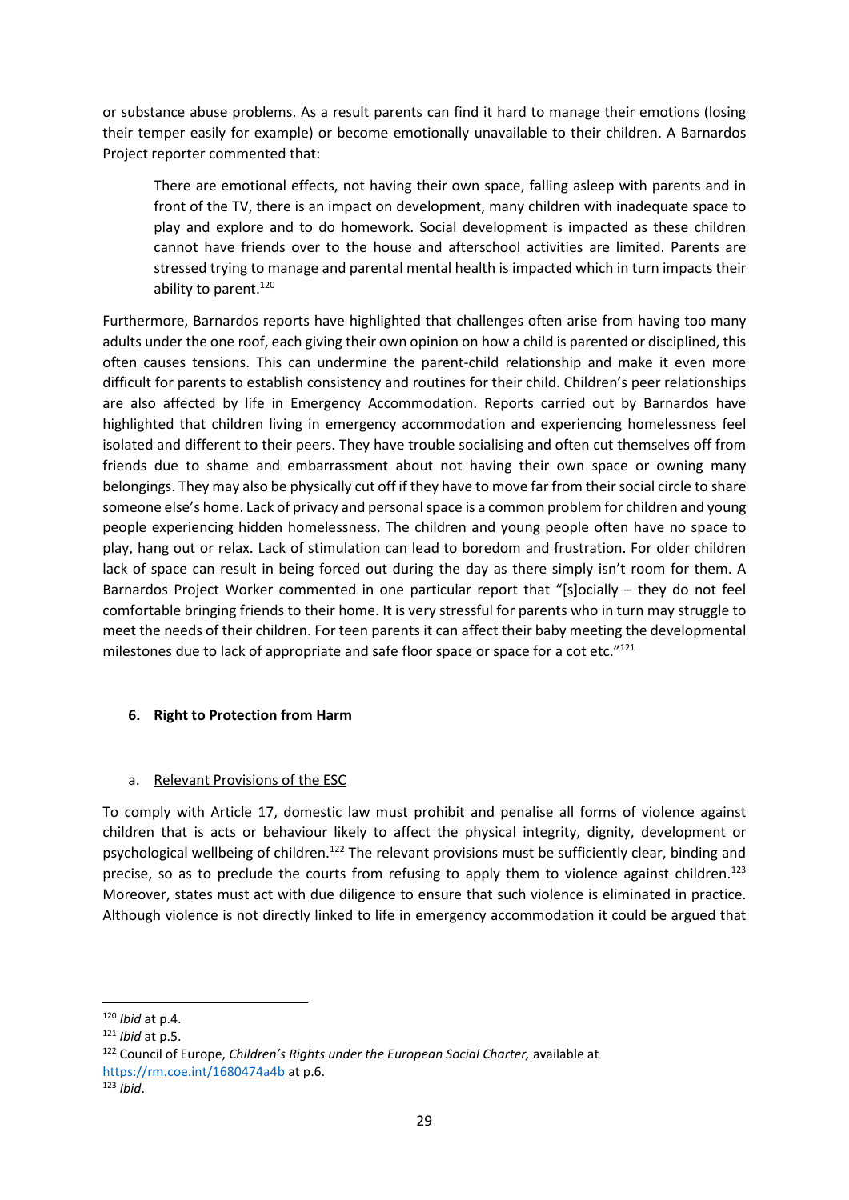or substance abuse problems. As a result parents can find it hard to manage their emotions (losing their temper easily for example) or become emotionally unavailable to their children. A Barnardos Project reporter commented that:

> There are emotional effects, not having their own space, falling asleep with parents and in front of the TV, there is an impact on development, many children with inadequate space to play and explore and to do homework. Social development is impacted as these children cannot have friends over to the house and afterschool activities are limited. Parents are stressed trying to manage and parental mental health is impacted which in turn impacts their ability to parent.[120]

Furthermore, Barnardos reports have highlighted that challenges often arise from having too many adults under the one roof, each giving their own opinion on how a child is parented or disciplined, this often causes tensions. This can undermine the parent-child relationship and make it even more difficult for parents to establish consistency and routines for their child. Children's peer relationships are also affected by life in Emergency Accommodation. Reports carried out by Barnardos have highlighted that children living in emergency accommodation and experiencing homelessness feel isolated and different to their peers. They have trouble socialising and often cut themselves off from friends due to shame and embarrassment about not having their own space or owning many belongings. They may also be physically cut off if they have to move far from their social circle to share someone else's home. Lack of privacy and personal space is a common problem for children and young people experiencing hidden homelessness. The children and young people often have no space to play, hang out or relax. Lack of stimulation can lead to boredom and frustration. For older children lack of space can result in being forced out during the day as there simply isn't room for them. A Barnardos Project Worker commented in one particular report that "[s]ocially – they do not feel comfortable bringing friends to their home. It is very stressful for parents who in turn may struggle to meet the needs of their children. For teen parents it can affect their baby meeting the developmental milestones due to lack of appropriate and safe floor space or space for a cot etc."[121]

## 6. Right to Protection from Harm

### a. Relevant Provisions of the ESC

To comply with Article 17, domestic law must prohibit and penalise all forms of violence against children that is acts or behaviour likely to affect the physical integrity, dignity, development or psychological wellbeing of children.[122] The relevant provisions must be sufficiently clear, binding and precise, so as to preclude the courts from refusing to apply them to violence against children.[123] Moreover, states must act with due diligence to ensure that such violence is eliminated in practice. Although violence is not directly linked to life in emergency accommodation it could be argued that

---

[120] *Ibid* at p.4.

[121] *Ibid* at p.5.

[122] Council of Europe, *Children's Rights under the European Social Charter,* available at https://rm.coe.int/1680474a4b at p.6.

[123] *Ibid*.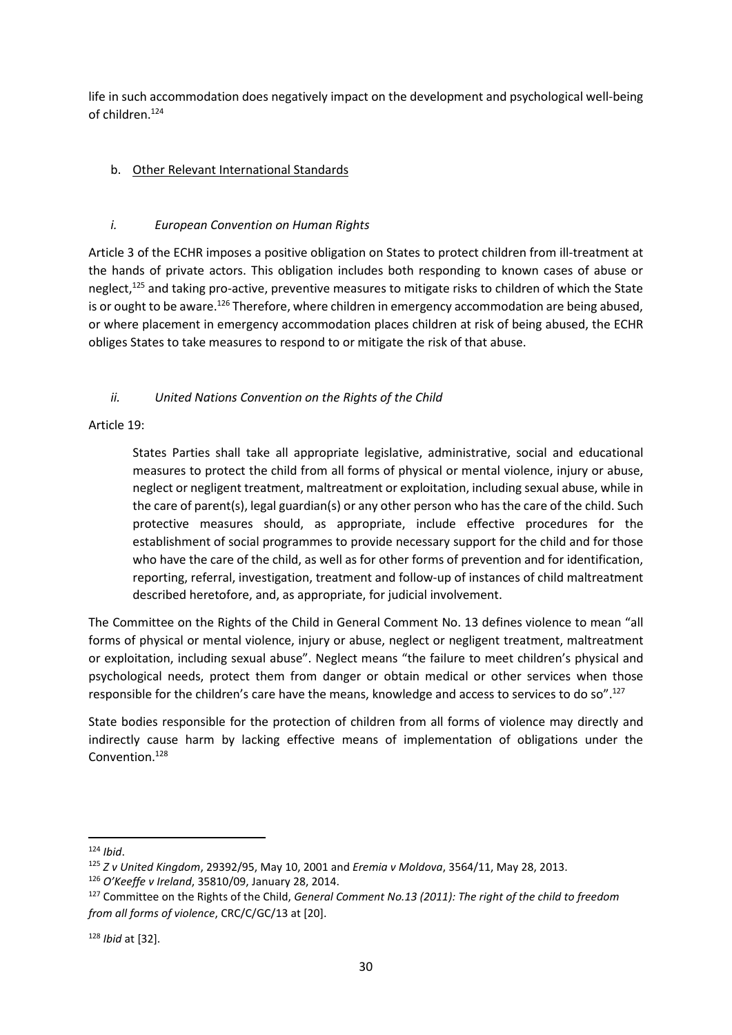life in such accommodation does negatively impact on the development and psychological well-being of children.[124]

b. Other Relevant International Standards

*i. European Convention on Human Rights*

Article 3 of the ECHR imposes a positive obligation on States to protect children from ill-treatment at the hands of private actors. This obligation includes both responding to known cases of abuse or neglect,[125] and taking pro-active, preventive measures to mitigate risks to children of which the State is or ought to be aware.[126] Therefore, where children in emergency accommodation are being abused, or where placement in emergency accommodation places children at risk of being abused, the ECHR obliges States to take measures to respond to or mitigate the risk of that abuse.

*ii. United Nations Convention on the Rights of the Child*

Article 19:

> States Parties shall take all appropriate legislative, administrative, social and educational measures to protect the child from all forms of physical or mental violence, injury or abuse, neglect or negligent treatment, maltreatment or exploitation, including sexual abuse, while in the care of parent(s), legal guardian(s) or any other person who has the care of the child. Such protective measures should, as appropriate, include effective procedures for the establishment of social programmes to provide necessary support for the child and for those who have the care of the child, as well as for other forms of prevention and for identification, reporting, referral, investigation, treatment and follow-up of instances of child maltreatment described heretofore, and, as appropriate, for judicial involvement.

The Committee on the Rights of the Child in General Comment No. 13 defines violence to mean "all forms of physical or mental violence, injury or abuse, neglect or negligent treatment, maltreatment or exploitation, including sexual abuse". Neglect means "the failure to meet children's physical and psychological needs, protect them from danger or obtain medical or other services when those responsible for the children's care have the means, knowledge and access to services to do so".[127]

State bodies responsible for the protection of children from all forms of violence may directly and indirectly cause harm by lacking effective means of implementation of obligations under the Convention.[128]

---

[124] *Ibid*.

[125] *Z v United Kingdom*, 29392/95, May 10, 2001 and *Eremia v Moldova*, 3564/11, May 28, 2013.

[126] *O'Keeffe v Ireland*, 35810/09, January 28, 2014.

[127] Committee on the Rights of the Child, *General Comment No.13 (2011): The right of the child to freedom from all forms of violence*, CRC/C/GC/13 at [20].

[128] *Ibid* at [32].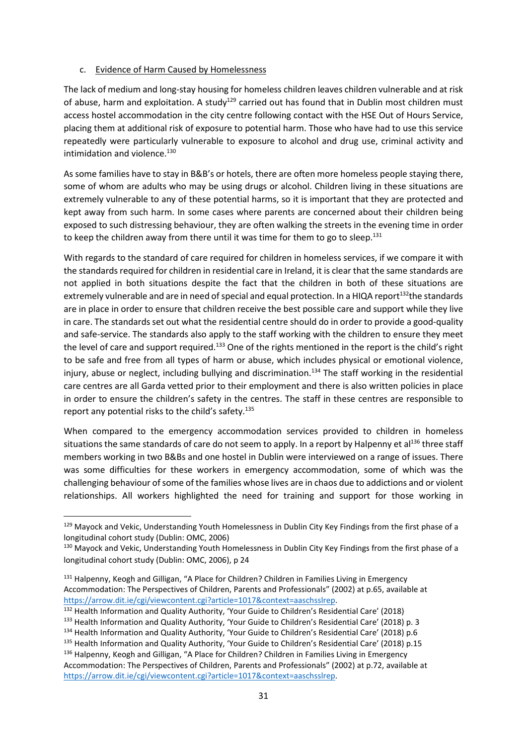c. Evidence of Harm Caused by Homelessness

The lack of medium and long-stay housing for homeless children leaves children vulnerable and at risk of abuse, harm and exploitation. A study[129] carried out has found that in Dublin most children must access hostel accommodation in the city centre following contact with the HSE Out of Hours Service, placing them at additional risk of exposure to potential harm. Those who have had to use this service repeatedly were particularly vulnerable to exposure to alcohol and drug use, criminal activity and intimidation and violence.[130]

As some families have to stay in B&B's or hotels, there are often more homeless people staying there, some of whom are adults who may be using drugs or alcohol. Children living in these situations are extremely vulnerable to any of these potential harms, so it is important that they are protected and kept away from such harm. In some cases where parents are concerned about their children being exposed to such distressing behaviour, they are often walking the streets in the evening time in order to keep the children away from there until it was time for them to go to sleep.[131]

With regards to the standard of care required for children in homeless services, if we compare it with the standards required for children in residential care in Ireland, it is clear that the same standards are not applied in both situations despite the fact that the children in both of these situations are extremely vulnerable and are in need of special and equal protection. In a HIQA report[132] the standards are in place in order to ensure that children receive the best possible care and support while they live in care. The standards set out what the residential centre should do in order to provide a good-quality and safe-service. The standards also apply to the staff working with the children to ensure they meet the level of care and support required.[133] One of the rights mentioned in the report is the child's right to be safe and free from all types of harm or abuse, which includes physical or emotional violence, injury, abuse or neglect, including bullying and discrimination.[134] The staff working in the residential care centres are all Garda vetted prior to their employment and there is also written policies in place in order to ensure the children's safety in the centres. The staff in these centres are responsible to report any potential risks to the child's safety.[135]

When compared to the emergency accommodation services provided to children in homeless situations the same standards of care do not seem to apply. In a report by Halpenny et al[136] three staff members working in two B&Bs and one hostel in Dublin were interviewed on a range of issues. There was some difficulties for these workers in emergency accommodation, some of which was the challenging behaviour of some of the families whose lives are in chaos due to addictions and or violent relationships. All workers highlighted the need for training and support for those working in

---

[129] Mayock and Vekic, Understanding Youth Homelessness in Dublin City Key Findings from the first phase of a longitudinal cohort study (Dublin: OMC, 2006)

[130] Mayock and Vekic, Understanding Youth Homelessness in Dublin City Key Findings from the first phase of a longitudinal cohort study (Dublin: OMC, 2006), p 24

[131] Halpenny, Keogh and Gilligan, "A Place for Children? Children in Families Living in Emergency Accommodation: The Perspectives of Children, Parents and Professionals" (2002) at p.65, available at https://arrow.dit.ie/cgi/viewcontent.cgi?article=1017&context=aaschsslrep.

[132] Health Information and Quality Authority, 'Your Guide to Children's Residential Care' (2018)

[133] Health Information and Quality Authority, 'Your Guide to Children's Residential Care' (2018) p. 3

[134] Health Information and Quality Authority, 'Your Guide to Children's Residential Care' (2018) p.6

[135] Health Information and Quality Authority, 'Your Guide to Children's Residential Care' (2018) p.15

[136] Halpenny, Keogh and Gilligan, "A Place for Children? Children in Families Living in Emergency Accommodation: The Perspectives of Children, Parents and Professionals" (2002) at p.72, available at https://arrow.dit.ie/cgi/viewcontent.cgi?article=1017&context=aaschsslrep.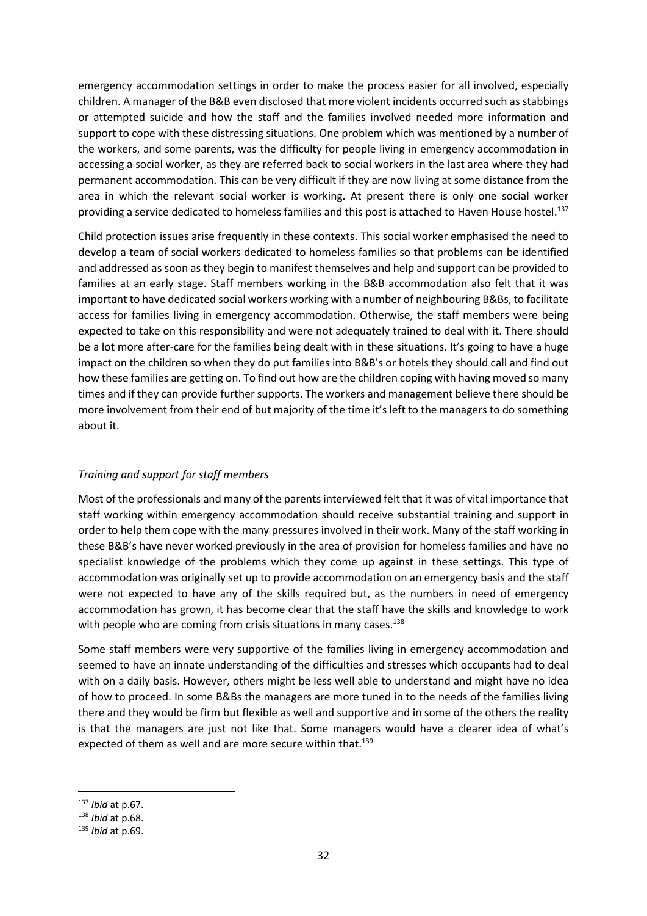emergency accommodation settings in order to make the process easier for all involved, especially children. A manager of the B&B even disclosed that more violent incidents occurred such as stabbings or attempted suicide and how the staff and the families involved needed more information and support to cope with these distressing situations. One problem which was mentioned by a number of the workers, and some parents, was the difficulty for people living in emergency accommodation in accessing a social worker, as they are referred back to social workers in the last area where they had permanent accommodation. This can be very difficult if they are now living at some distance from the area in which the relevant social worker is working. At present there is only one social worker providing a service dedicated to homeless families and this post is attached to Haven House hostel.[137]

Child protection issues arise frequently in these contexts. This social worker emphasised the need to develop a team of social workers dedicated to homeless families so that problems can be identified and addressed as soon as they begin to manifest themselves and help and support can be provided to families at an early stage. Staff members working in the B&B accommodation also felt that it was important to have dedicated social workers working with a number of neighbouring B&Bs, to facilitate access for families living in emergency accommodation. Otherwise, the staff members were being expected to take on this responsibility and were not adequately trained to deal with it. There should be a lot more after-care for the families being dealt with in these situations. It's going to have a huge impact on the children so when they do put families into B&B's or hotels they should call and find out how these families are getting on. To find out how are the children coping with having moved so many times and if they can provide further supports. The workers and management believe there should be more involvement from their end of but majority of the time it's left to the managers to do something about it.

*Training and support for staff members*

Most of the professionals and many of the parents interviewed felt that it was of vital importance that staff working within emergency accommodation should receive substantial training and support in order to help them cope with the many pressures involved in their work. Many of the staff working in these B&B's have never worked previously in the area of provision for homeless families and have no specialist knowledge of the problems which they come up against in these settings. This type of accommodation was originally set up to provide accommodation on an emergency basis and the staff were not expected to have any of the skills required but, as the numbers in need of emergency accommodation has grown, it has become clear that the staff have the skills and knowledge to work with people who are coming from crisis situations in many cases.[138]

Some staff members were very supportive of the families living in emergency accommodation and seemed to have an innate understanding of the difficulties and stresses which occupants had to deal with on a daily basis. However, others might be less well able to understand and might have no idea of how to proceed. In some B&Bs the managers are more tuned in to the needs of the families living there and they would be firm but flexible as well and supportive and in some of the others the reality is that the managers are just not like that. Some managers would have a clearer idea of what's expected of them as well and are more secure within that.[139]

---

[137] *Ibid* at p.67.

[138] *Ibid* at p.68.

[139] *Ibid* at p.69.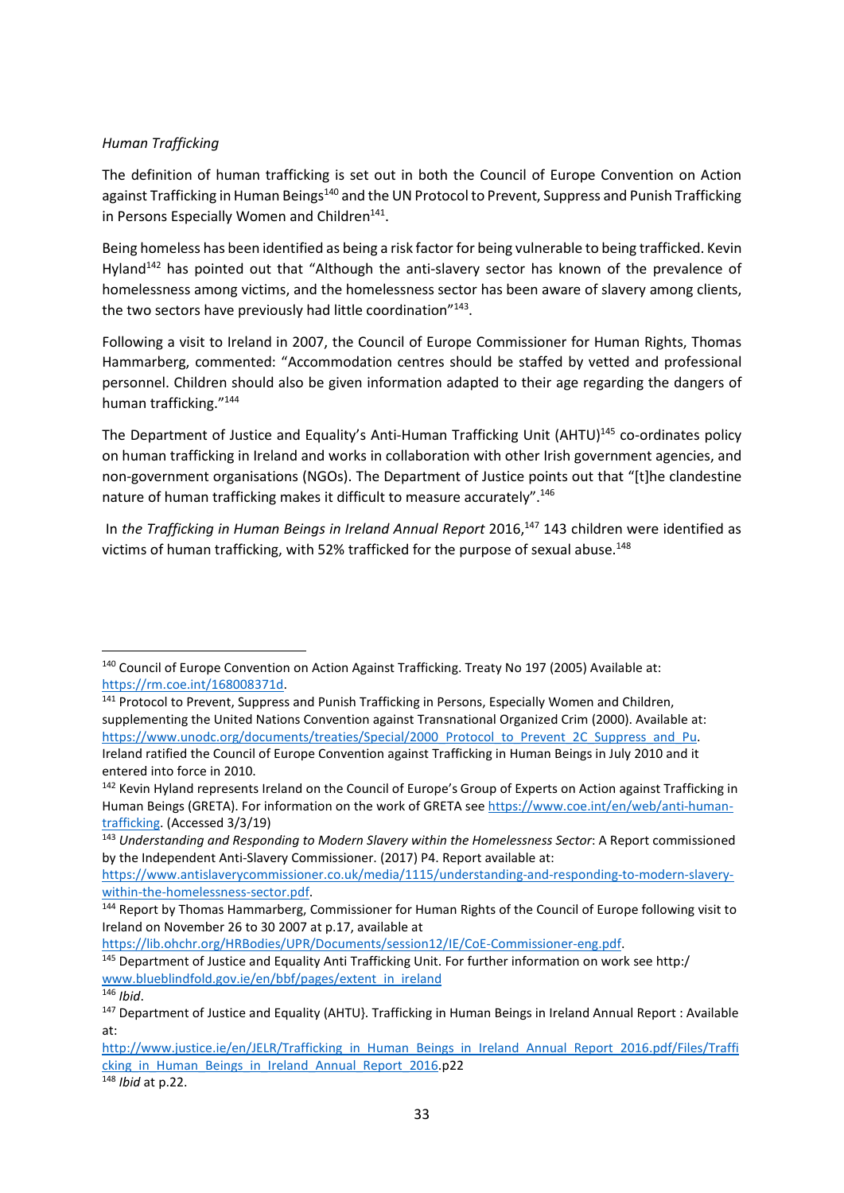*Human Trafficking*

The definition of human trafficking is set out in both the Council of Europe Convention on Action against Trafficking in Human Beings[140] and the UN Protocol to Prevent, Suppress and Punish Trafficking in Persons Especially Women and Children[141].

Being homeless has been identified as being a risk factor for being vulnerable to being trafficked. Kevin Hyland[142] has pointed out that "Although the anti-slavery sector has known of the prevalence of homelessness among victims, and the homelessness sector has been aware of slavery among clients, the two sectors have previously had little coordination"[143].

Following a visit to Ireland in 2007, the Council of Europe Commissioner for Human Rights, Thomas Hammarberg, commented: "Accommodation centres should be staffed by vetted and professional personnel. Children should also be given information adapted to their age regarding the dangers of human trafficking."[144]

The Department of Justice and Equality's Anti-Human Trafficking Unit (AHTU)[145] co-ordinates policy on human trafficking in Ireland and works in collaboration with other Irish government agencies, and non-government organisations (NGOs). The Department of Justice points out that "[t]he clandestine nature of human trafficking makes it difficult to measure accurately".[146]

In *the Trafficking in Human Beings in Ireland Annual Report* 2016,[147] 143 children were identified as victims of human trafficking, with 52% trafficked for the purpose of sexual abuse.[148]

---

[140] Council of Europe Convention on Action Against Trafficking. Treaty No 197 (2005) Available at: https://rm.coe.int/168008371d.

[141] Protocol to Prevent, Suppress and Punish Trafficking in Persons, Especially Women and Children, supplementing the United Nations Convention against Transnational Organized Crim (2000). Available at: https://www.unodc.org/documents/treaties/Special/2000_Protocol_to_Prevent_2C_Suppress_and_Pu. Ireland ratified the Council of Europe Convention against Trafficking in Human Beings in July 2010 and it entered into force in 2010.

[142] Kevin Hyland represents Ireland on the Council of Europe's Group of Experts on Action against Trafficking in Human Beings (GRETA). For information on the work of GRETA see https://www.coe.int/en/web/anti-human-trafficking. (Accessed 3/3/19)

[143] *Understanding and Responding to Modern Slavery within the Homelessness Sector*: A Report commissioned by the Independent Anti-Slavery Commissioner. (2017) P4. Report available at: https://www.antislaverycommissioner.co.uk/media/1115/understanding-and-responding-to-modern-slavery-within-the-homelessness-sector.pdf.

[144] Report by Thomas Hammarberg, Commissioner for Human Rights of the Council of Europe following visit to Ireland on November 26 to 30 2007 at p.17, available at https://lib.ohchr.org/HRBodies/UPR/Documents/session12/IE/CoE-Commissioner-eng.pdf.

[145] Department of Justice and Equality Anti Trafficking Unit. For further information on work see http:/ www.blueblindfold.gov.ie/en/bbf/pages/extent_in_ireland

[146] *Ibid*.

[147] Department of Justice and Equality (AHTU}. Trafficking in Human Beings in Ireland Annual Report : Available at: http://www.justice.ie/en/JELR/Trafficking_in_Human_Beings_in_Ireland_Annual_Report_2016.pdf/Files/Trafficking_in_Human_Beings_in_Ireland_Annual_Report_2016.p22

[148] *Ibid* at p.22.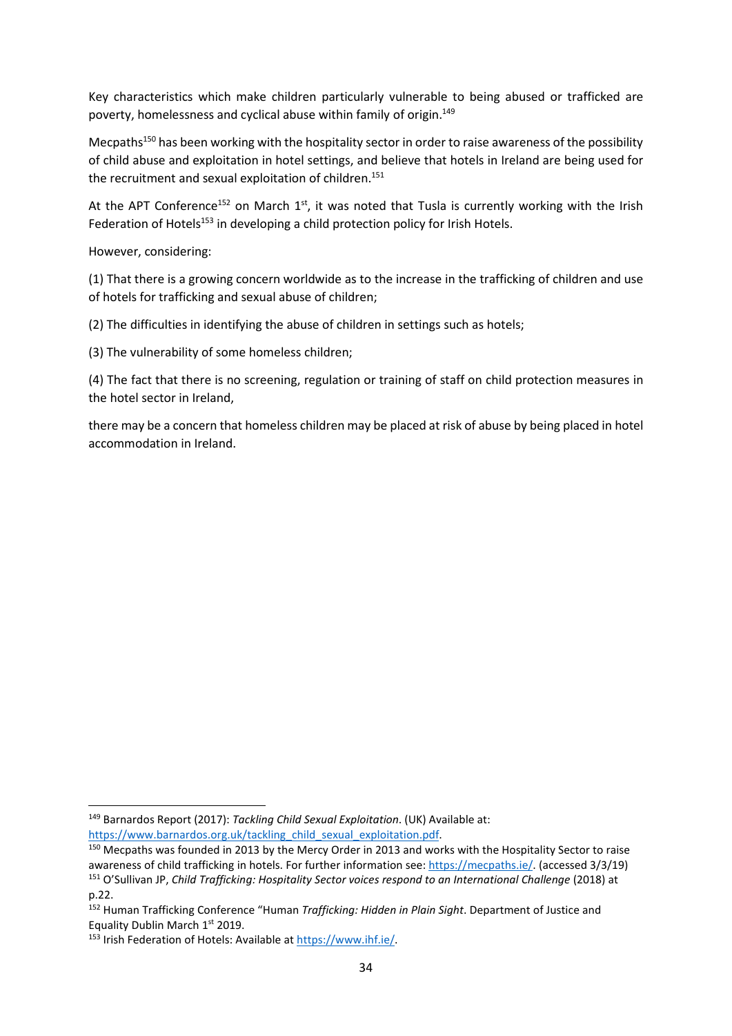Key characteristics which make children particularly vulnerable to being abused or trafficked are poverty, homelessness and cyclical abuse within family of origin.[149]

Mecpaths[150] has been working with the hospitality sector in order to raise awareness of the possibility of child abuse and exploitation in hotel settings, and believe that hotels in Ireland are being used for the recruitment and sexual exploitation of children.[151]

At the APT Conference[152] on March 1st, it was noted that Tusla is currently working with the Irish Federation of Hotels[153] in developing a child protection policy for Irish Hotels.

However, considering:

(1) That there is a growing concern worldwide as to the increase in the trafficking of children and use of hotels for trafficking and sexual abuse of children;

(2) The difficulties in identifying the abuse of children in settings such as hotels;

(3) The vulnerability of some homeless children;

(4) The fact that there is no screening, regulation or training of staff on child protection measures in the hotel sector in Ireland,

there may be a concern that homeless children may be placed at risk of abuse by being placed in hotel accommodation in Ireland.

---

[149] Barnardos Report (2017): *Tackling Child Sexual Exploitation*. (UK) Available at: https://www.barnardos.org.uk/tackling_child_sexual_exploitation.pdf.

[150] Mecpaths was founded in 2013 by the Mercy Order in 2013 and works with the Hospitality Sector to raise awareness of child trafficking in hotels. For further information see: https://mecpaths.ie/. (accessed 3/3/19)

[151] O'Sullivan JP, *Child Trafficking: Hospitality Sector voices respond to an International Challenge* (2018) at p.22.

[152] Human Trafficking Conference "Human *Trafficking: Hidden in Plain Sight*. Department of Justice and Equality Dublin March 1st 2019.

[153] Irish Federation of Hotels: Available at https://www.ihf.ie/.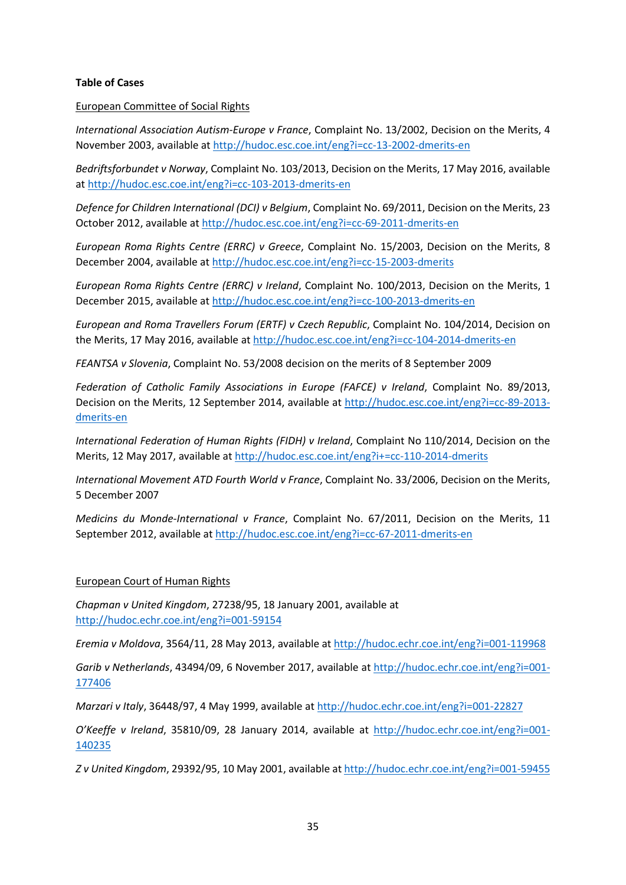**Table of Cases**

European Committee of Social Rights

*International Association Autism-Europe v France*, Complaint No. 13/2002, Decision on the Merits, 4 November 2003, available at http://hudoc.esc.coe.int/eng?i=cc-13-2002-dmerits-en

*Bedriftsforbundet v Norway*, Complaint No. 103/2013, Decision on the Merits, 17 May 2016, available at http://hudoc.esc.coe.int/eng?i=cc-103-2013-dmerits-en

*Defence for Children International (DCI) v Belgium*, Complaint No. 69/2011, Decision on the Merits, 23 October 2012, available at http://hudoc.esc.coe.int/eng?i=cc-69-2011-dmerits-en

*European Roma Rights Centre (ERRC) v Greece*, Complaint No. 15/2003, Decision on the Merits, 8 December 2004, available at http://hudoc.esc.coe.int/eng?i=cc-15-2003-dmerits

*European Roma Rights Centre (ERRC) v Ireland*, Complaint No. 100/2013, Decision on the Merits, 1 December 2015, available at http://hudoc.esc.coe.int/eng?i=cc-100-2013-dmerits-en

*European and Roma Travellers Forum (ERTF) v Czech Republic*, Complaint No. 104/2014, Decision on the Merits, 17 May 2016, available at http://hudoc.esc.coe.int/eng?i=cc-104-2014-dmerits-en

*FEANTSA v Slovenia*, Complaint No. 53/2008 decision on the merits of 8 September 2009

*Federation of Catholic Family Associations in Europe (FAFCE) v Ireland*, Complaint No. 89/2013, Decision on the Merits, 12 September 2014, available at http://hudoc.esc.coe.int/eng?i=cc-89-2013-dmerits-en

*International Federation of Human Rights (FIDH) v Ireland*, Complaint No 110/2014, Decision on the Merits, 12 May 2017, available at http://hudoc.esc.coe.int/eng?i+=cc-110-2014-dmerits

*International Movement ATD Fourth World v France*, Complaint No. 33/2006, Decision on the Merits, 5 December 2007

*Medicins du Monde-International v France*, Complaint No. 67/2011, Decision on the Merits, 11 September 2012, available at http://hudoc.esc.coe.int/eng?i=cc-67-2011-dmerits-en

European Court of Human Rights

*Chapman v United Kingdom*, 27238/95, 18 January 2001, available at http://hudoc.echr.coe.int/eng?i=001-59154

*Eremia v Moldova*, 3564/11, 28 May 2013, available at http://hudoc.echr.coe.int/eng?i=001-119968

*Garib v Netherlands*, 43494/09, 6 November 2017, available at http://hudoc.echr.coe.int/eng?i=001-177406

*Marzari v Italy*, 36448/97, 4 May 1999, available at http://hudoc.echr.coe.int/eng?i=001-22827

*O'Keeffe v Ireland*, 35810/09, 28 January 2014, available at http://hudoc.echr.coe.int/eng?i=001-140235

*Z v United Kingdom*, 29392/95, 10 May 2001, available at http://hudoc.echr.coe.int/eng?i=001-59455